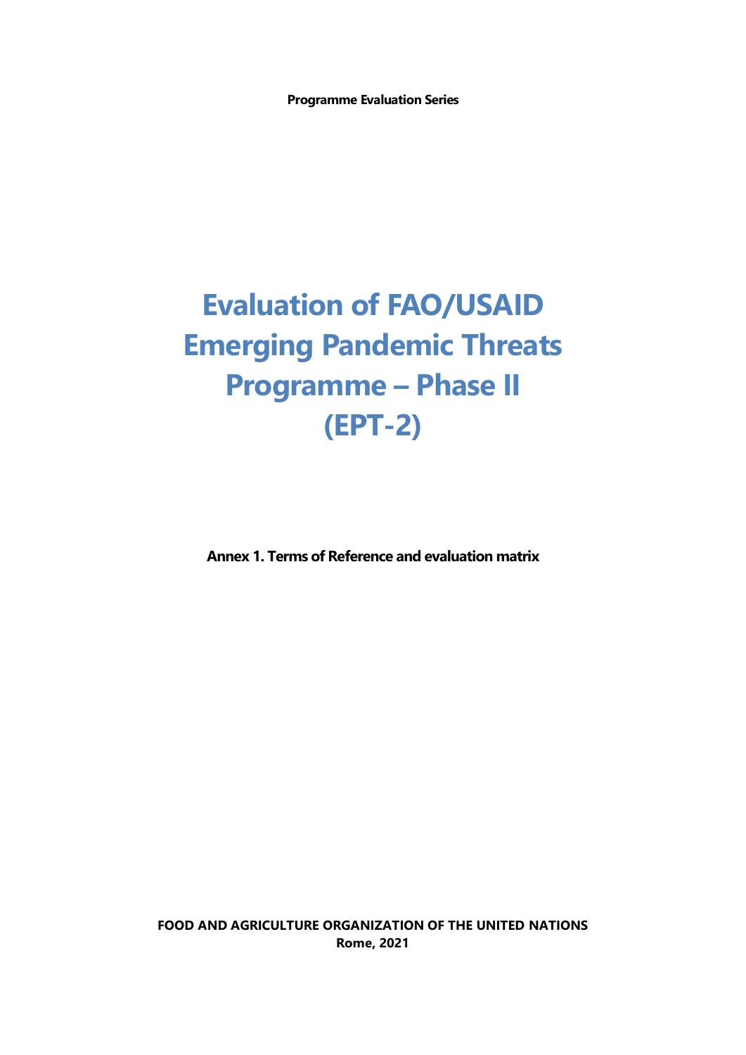**Programme Evaluation Series**

# Evaluation of FAO/USAID Emerging Pandemic Threats Programme – Phase II (EPT-2)

**Annex 1. Terms of Reference and evaluation matrix**

**FOOD AND AGRICULTURE ORGANIZATION OF THE UNITED NATIONS**
**Rome, 2021**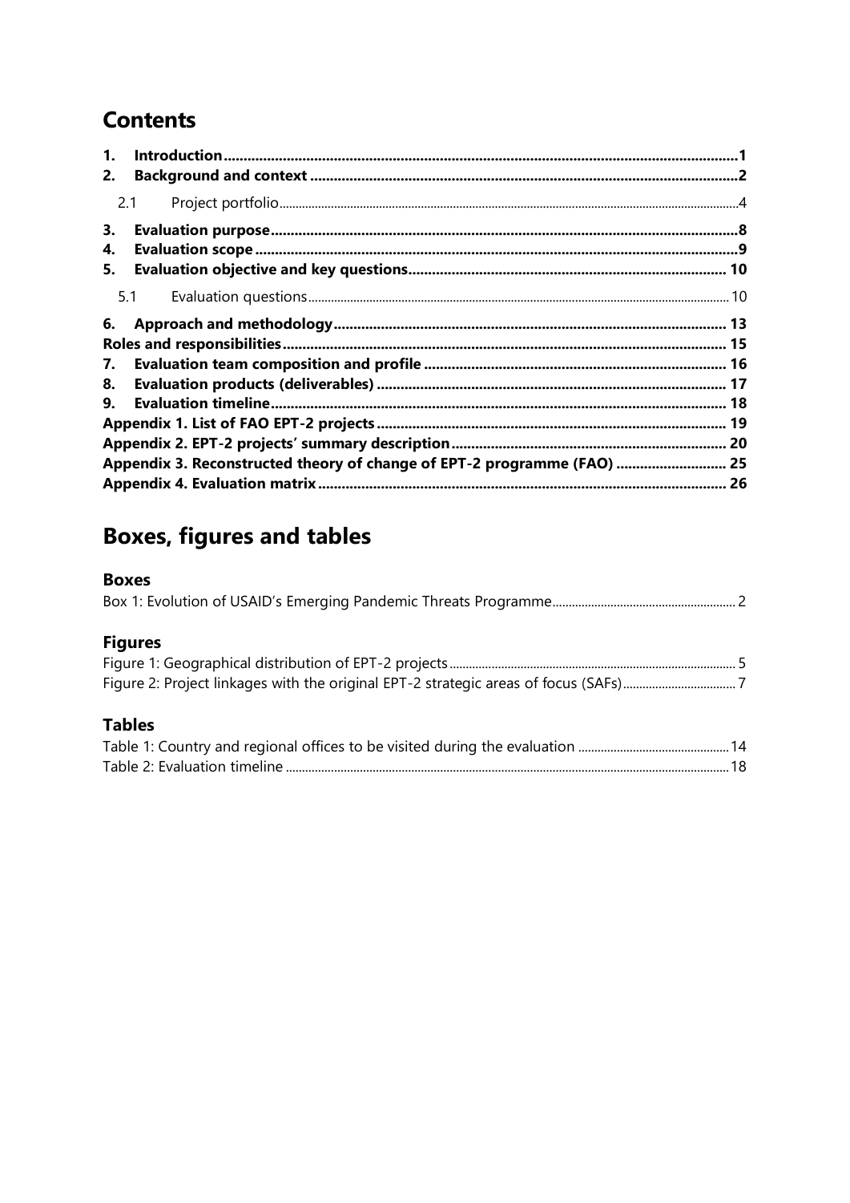# Contents

1. **Introduction** ..... 1
2. **Background and context** ..... 2
   - 2.1 Project portfolio ..... 4
3. **Evaluation purpose** ..... 8
4. **Evaluation scope** ..... 9
5. **Evaluation objective and key questions** ..... 10
   - 5.1 Evaluation questions ..... 10
6. **Approach and methodology** ..... 13

**Roles and responsibilities** ..... 15

7. **Evaluation team composition and profile** ..... 16
8. **Evaluation products (deliverables)** ..... 17
9. **Evaluation timeline** ..... 18

**Appendix 1. List of FAO EPT-2 projects** ..... 19

**Appendix 2. EPT-2 projects' summary description** ..... 20

**Appendix 3. Reconstructed theory of change of EPT-2 programme (FAO)** ..... 25

**Appendix 4. Evaluation matrix** ..... 26

# Boxes, figures and tables

## Boxes

Box 1: Evolution of USAID's Emerging Pandemic Threats Programme ..... 2

## Figures

Figure 1: Geographical distribution of EPT-2 projects ..... 5

Figure 2: Project linkages with the original EPT-2 strategic areas of focus (SAFs) ..... 7

## Tables

Table 1: Country and regional offices to be visited during the evaluation ..... 14

Table 2: Evaluation timeline ..... 18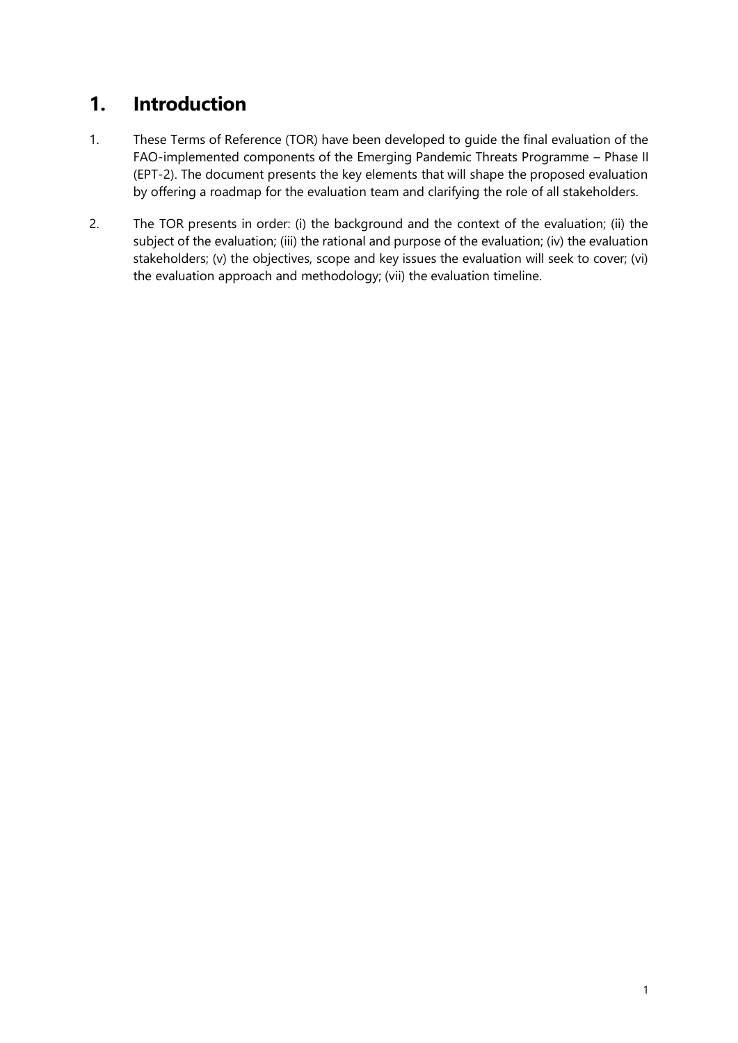# 1. Introduction

1. These Terms of Reference (TOR) have been developed to guide the final evaluation of the FAO-implemented components of the Emerging Pandemic Threats Programme – Phase II (EPT-2). The document presents the key elements that will shape the proposed evaluation by offering a roadmap for the evaluation team and clarifying the role of all stakeholders.

2. The TOR presents in order: (i) the background and the context of the evaluation; (ii) the subject of the evaluation; (iii) the rational and purpose of the evaluation; (iv) the evaluation stakeholders; (v) the objectives, scope and key issues the evaluation will seek to cover; (vi) the evaluation approach and methodology; (vii) the evaluation timeline.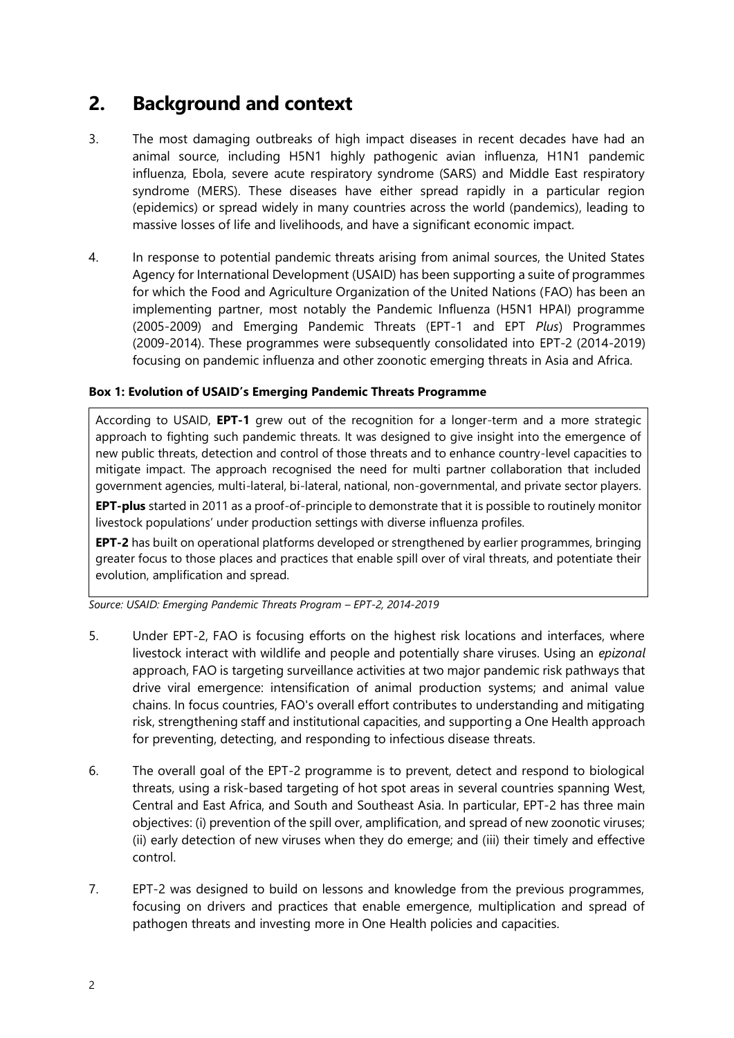## 2. Background and context

3. The most damaging outbreaks of high impact diseases in recent decades have had an animal source, including H5N1 highly pathogenic avian influenza, H1N1 pandemic influenza, Ebola, severe acute respiratory syndrome (SARS) and Middle East respiratory syndrome (MERS). These diseases have either spread rapidly in a particular region (epidemics) or spread widely in many countries across the world (pandemics), leading to massive losses of life and livelihoods, and have a significant economic impact.

4. In response to potential pandemic threats arising from animal sources, the United States Agency for International Development (USAID) has been supporting a suite of programmes for which the Food and Agriculture Organization of the United Nations (FAO) has been an implementing partner, most notably the Pandemic Influenza (H5N1 HPAI) programme (2005-2009) and Emerging Pandemic Threats (EPT-1 and EPT *Plus*) Programmes (2009-2014). These programmes were subsequently consolidated into EPT-2 (2014-2019) focusing on pandemic influenza and other zoonotic emerging threats in Asia and Africa.

**Box 1: Evolution of USAID's Emerging Pandemic Threats Programme**

According to USAID, **EPT-1** grew out of the recognition for a longer-term and a more strategic approach to fighting such pandemic threats. It was designed to give insight into the emergence of new public threats, detection and control of those threats and to enhance country-level capacities to mitigate impact. The approach recognised the need for multi partner collaboration that included government agencies, multi-lateral, bi-lateral, national, non-governmental, and private sector players.

**EPT-plus** started in 2011 as a proof-of-principle to demonstrate that it is possible to routinely monitor livestock populations' under production settings with diverse influenza profiles.

**EPT-2** has built on operational platforms developed or strengthened by earlier programmes, bringing greater focus to those places and practices that enable spill over of viral threats, and potentiate their evolution, amplification and spread.

*Source: USAID: Emerging Pandemic Threats Program – EPT-2, 2014-2019*

5. Under EPT-2, FAO is focusing efforts on the highest risk locations and interfaces, where livestock interact with wildlife and people and potentially share viruses. Using an *epizonal* approach, FAO is targeting surveillance activities at two major pandemic risk pathways that drive viral emergence: intensification of animal production systems; and animal value chains. In focus countries, FAO's overall effort contributes to understanding and mitigating risk, strengthening staff and institutional capacities, and supporting a One Health approach for preventing, detecting, and responding to infectious disease threats.

6. The overall goal of the EPT-2 programme is to prevent, detect and respond to biological threats, using a risk-based targeting of hot spot areas in several countries spanning West, Central and East Africa, and South and Southeast Asia. In particular, EPT-2 has three main objectives: (i) prevention of the spill over, amplification, and spread of new zoonotic viruses; (ii) early detection of new viruses when they do emerge; and (iii) their timely and effective control.

7. EPT-2 was designed to build on lessons and knowledge from the previous programmes, focusing on drivers and practices that enable emergence, multiplication and spread of pathogen threats and investing more in One Health policies and capacities.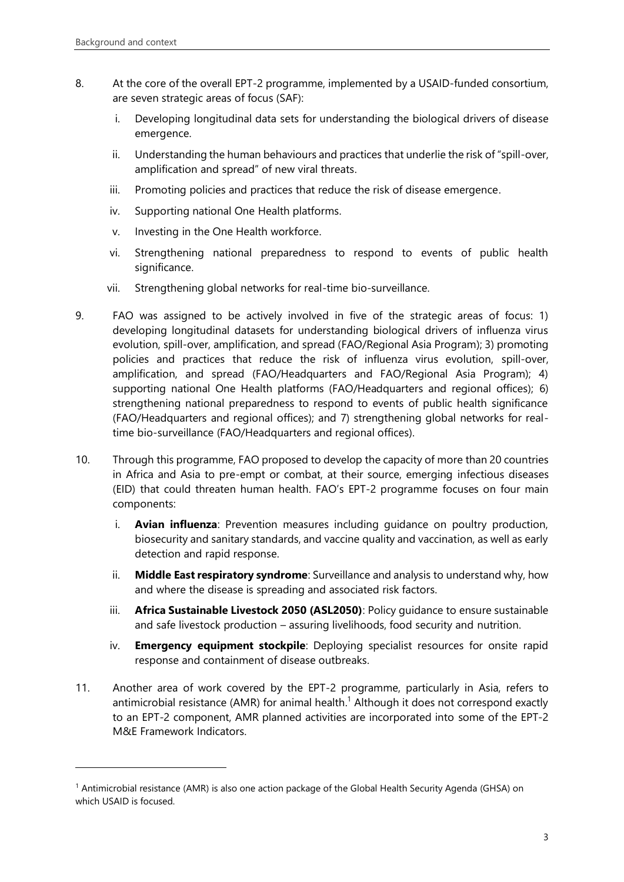8. At the core of the overall EPT-2 programme, implemented by a USAID-funded consortium, are seven strategic areas of focus (SAF):

   i. Developing longitudinal data sets for understanding the biological drivers of disease emergence.

   ii. Understanding the human behaviours and practices that underlie the risk of "spill-over, amplification and spread" of new viral threats.

   iii. Promoting policies and practices that reduce the risk of disease emergence.

   iv. Supporting national One Health platforms.

   v. Investing in the One Health workforce.

   vi. Strengthening national preparedness to respond to events of public health significance.

   vii. Strengthening global networks for real-time bio-surveillance.

9. FAO was assigned to be actively involved in five of the strategic areas of focus: 1) developing longitudinal datasets for understanding biological drivers of influenza virus evolution, spill-over, amplification, and spread (FAO/Regional Asia Program); 3) promoting policies and practices that reduce the risk of influenza virus evolution, spill-over, amplification, and spread (FAO/Headquarters and FAO/Regional Asia Program); 4) supporting national One Health platforms (FAO/Headquarters and regional offices); 6) strengthening national preparedness to respond to events of public health significance (FAO/Headquarters and regional offices); and 7) strengthening global networks for real-time bio-surveillance (FAO/Headquarters and regional offices).

10. Through this programme, FAO proposed to develop the capacity of more than 20 countries in Africa and Asia to pre-empt or combat, at their source, emerging infectious diseases (EID) that could threaten human health. FAO's EPT-2 programme focuses on four main components:

    i. **Avian influenza**: Prevention measures including guidance on poultry production, biosecurity and sanitary standards, and vaccine quality and vaccination, as well as early detection and rapid response.

    ii. **Middle East respiratory syndrome**: Surveillance and analysis to understand why, how and where the disease is spreading and associated risk factors.

    iii. **Africa Sustainable Livestock 2050 (ASL2050)**: Policy guidance to ensure sustainable and safe livestock production – assuring livelihoods, food security and nutrition.

    iv. **Emergency equipment stockpile**: Deploying specialist resources for onsite rapid response and containment of disease outbreaks.

11. Another area of work covered by the EPT-2 programme, particularly in Asia, refers to antimicrobial resistance (AMR) for animal health.[1] Although it does not correspond exactly to an EPT-2 component, AMR planned activities are incorporated into some of the EPT-2 M&E Framework Indicators.

[1] Antimicrobial resistance (AMR) is also one action package of the Global Health Security Agenda (GHSA) on which USAID is focused.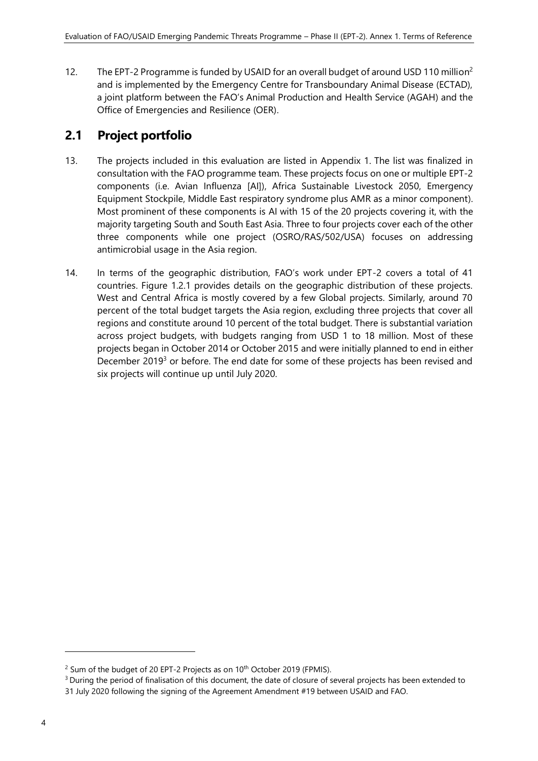12. The EPT-2 Programme is funded by USAID for an overall budget of around USD 110 million[2] and is implemented by the Emergency Centre for Transboundary Animal Disease (ECTAD), a joint platform between the FAO's Animal Production and Health Service (AGAH) and the Office of Emergencies and Resilience (OER).

## 2.1 Project portfolio

13. The projects included in this evaluation are listed in Appendix 1. The list was finalized in consultation with the FAO programme team. These projects focus on one or multiple EPT-2 components (i.e. Avian Influenza [AI]), Africa Sustainable Livestock 2050, Emergency Equipment Stockpile, Middle East respiratory syndrome plus AMR as a minor component). Most prominent of these components is AI with 15 of the 20 projects covering it, with the majority targeting South and South East Asia. Three to four projects cover each of the other three components while one project (OSRO/RAS/502/USA) focuses on addressing antimicrobial usage in the Asia region.

14. In terms of the geographic distribution, FAO's work under EPT-2 covers a total of 41 countries. Figure 1.2.1 provides details on the geographic distribution of these projects. West and Central Africa is mostly covered by a few Global projects. Similarly, around 70 percent of the total budget targets the Asia region, excluding three projects that cover all regions and constitute around 10 percent of the total budget. There is substantial variation across project budgets, with budgets ranging from USD 1 to 18 million. Most of these projects began in October 2014 or October 2015 and were initially planned to end in either December 2019[3] or before. The end date for some of these projects has been revised and six projects will continue up until July 2020.

---

[2] Sum of the budget of 20 EPT-2 Projects as on 10th October 2019 (FPMIS).

[3] During the period of finalisation of this document, the date of closure of several projects has been extended to 31 July 2020 following the signing of the Agreement Amendment #19 between USAID and FAO.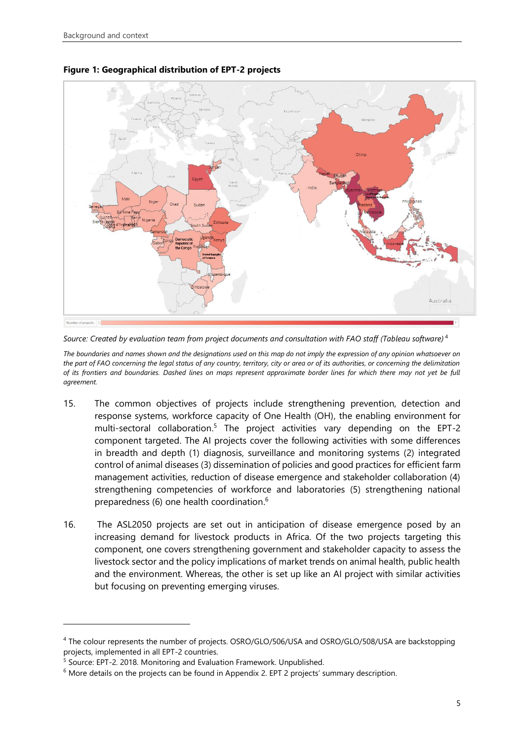**Figure 1: Geographical distribution of EPT-2 projects**

*Source: Created by evaluation team from project documents and consultation with FAO staff (Tableau software)* [4]

*The boundaries and names shown and the designations used on this map do not imply the expression of any opinion whatsoever on the part of FAO concerning the legal status of any country, territory, city or area or of its authorities, or concerning the delimitation of its frontiers and boundaries. Dashed lines on maps represent approximate border lines for which there may not yet be full agreement.*

15. The common objectives of projects include strengthening prevention, detection and response systems, workforce capacity of One Health (OH), the enabling environment for multi-sectoral collaboration.[5] The project activities vary depending on the EPT-2 component targeted. The AI projects cover the following activities with some differences in breadth and depth (1) diagnosis, surveillance and monitoring systems (2) integrated control of animal diseases (3) dissemination of policies and good practices for efficient farm management activities, reduction of disease emergence and stakeholder collaboration (4) strengthening competencies of workforce and laboratories (5) strengthening national preparedness (6) one health coordination.[6]

16. The ASL2050 projects are set out in anticipation of disease emergence posed by an increasing demand for livestock products in Africa. Of the two projects targeting this component, one covers strengthening government and stakeholder capacity to assess the livestock sector and the policy implications of market trends on animal health, public health and the environment. Whereas, the other is set up like an AI project with similar activities but focusing on preventing emerging viruses.

---

[4] The colour represents the number of projects. OSRO/GLO/506/USA and OSRO/GLO/508/USA are backstopping projects, implemented in all EPT-2 countries.

[5] Source: EPT-2. 2018. Monitoring and Evaluation Framework. Unpublished.

[6] More details on the projects can be found in Appendix 2. EPT 2 projects' summary description.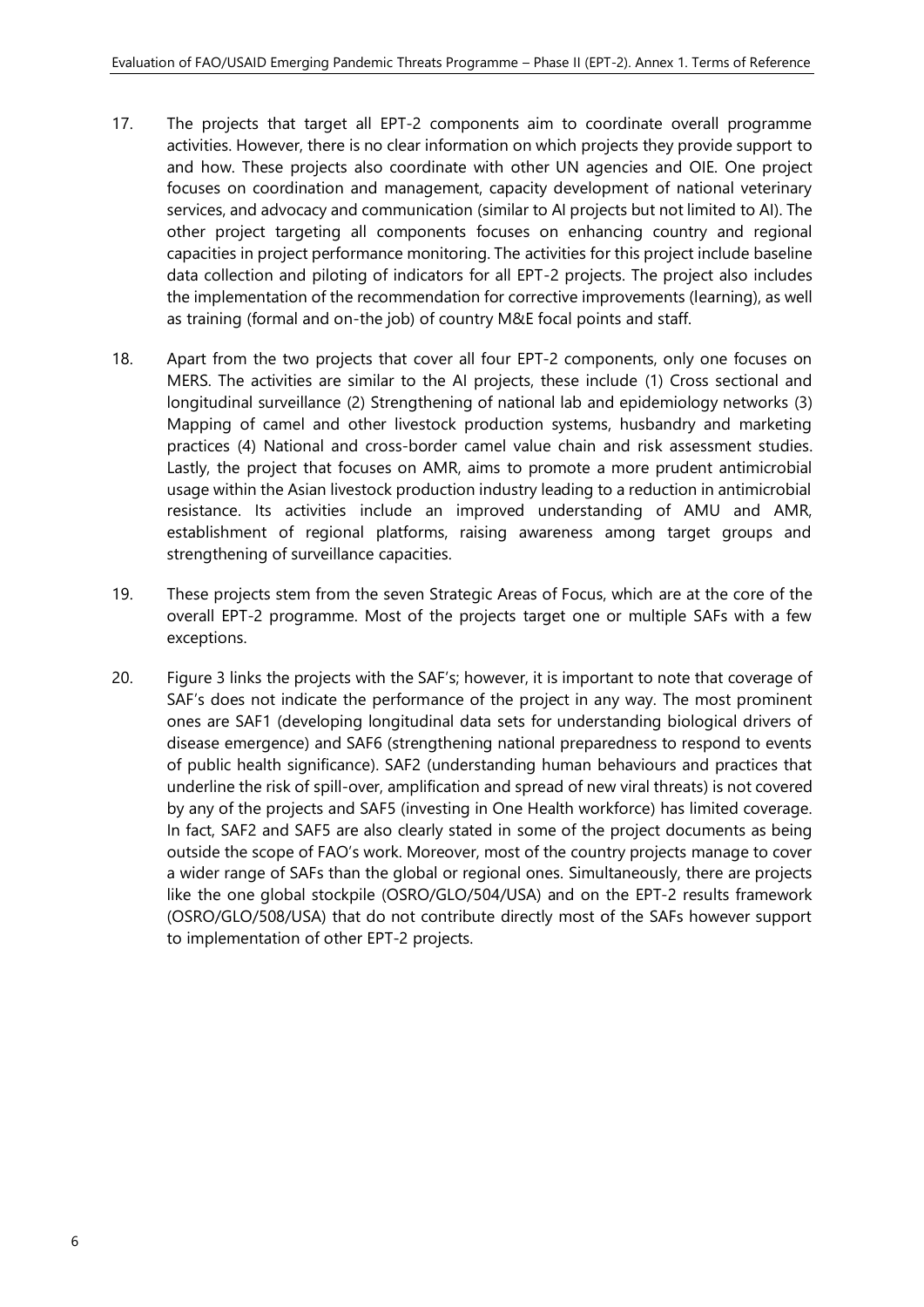17. The projects that target all EPT-2 components aim to coordinate overall programme activities. However, there is no clear information on which projects they provide support to and how. These projects also coordinate with other UN agencies and OIE. One project focuses on coordination and management, capacity development of national veterinary services, and advocacy and communication (similar to AI projects but not limited to AI). The other project targeting all components focuses on enhancing country and regional capacities in project performance monitoring. The activities for this project include baseline data collection and piloting of indicators for all EPT-2 projects. The project also includes the implementation of the recommendation for corrective improvements (learning), as well as training (formal and on-the job) of country M&E focal points and staff.

18. Apart from the two projects that cover all four EPT-2 components, only one focuses on MERS. The activities are similar to the AI projects, these include (1) Cross sectional and longitudinal surveillance (2) Strengthening of national lab and epidemiology networks (3) Mapping of camel and other livestock production systems, husbandry and marketing practices (4) National and cross-border camel value chain and risk assessment studies. Lastly, the project that focuses on AMR, aims to promote a more prudent antimicrobial usage within the Asian livestock production industry leading to a reduction in antimicrobial resistance. Its activities include an improved understanding of AMU and AMR, establishment of regional platforms, raising awareness among target groups and strengthening of surveillance capacities.

19. These projects stem from the seven Strategic Areas of Focus, which are at the core of the overall EPT-2 programme. Most of the projects target one or multiple SAFs with a few exceptions.

20. Figure 3 links the projects with the SAF's; however, it is important to note that coverage of SAF's does not indicate the performance of the project in any way. The most prominent ones are SAF1 (developing longitudinal data sets for understanding biological drivers of disease emergence) and SAF6 (strengthening national preparedness to respond to events of public health significance). SAF2 (understanding human behaviours and practices that underline the risk of spill-over, amplification and spread of new viral threats) is not covered by any of the projects and SAF5 (investing in One Health workforce) has limited coverage. In fact, SAF2 and SAF5 are also clearly stated in some of the project documents as being outside the scope of FAO's work. Moreover, most of the country projects manage to cover a wider range of SAFs than the global or regional ones. Simultaneously, there are projects like the one global stockpile (OSRO/GLO/504/USA) and on the EPT-2 results framework (OSRO/GLO/508/USA) that do not contribute directly most of the SAFs however support to implementation of other EPT-2 projects.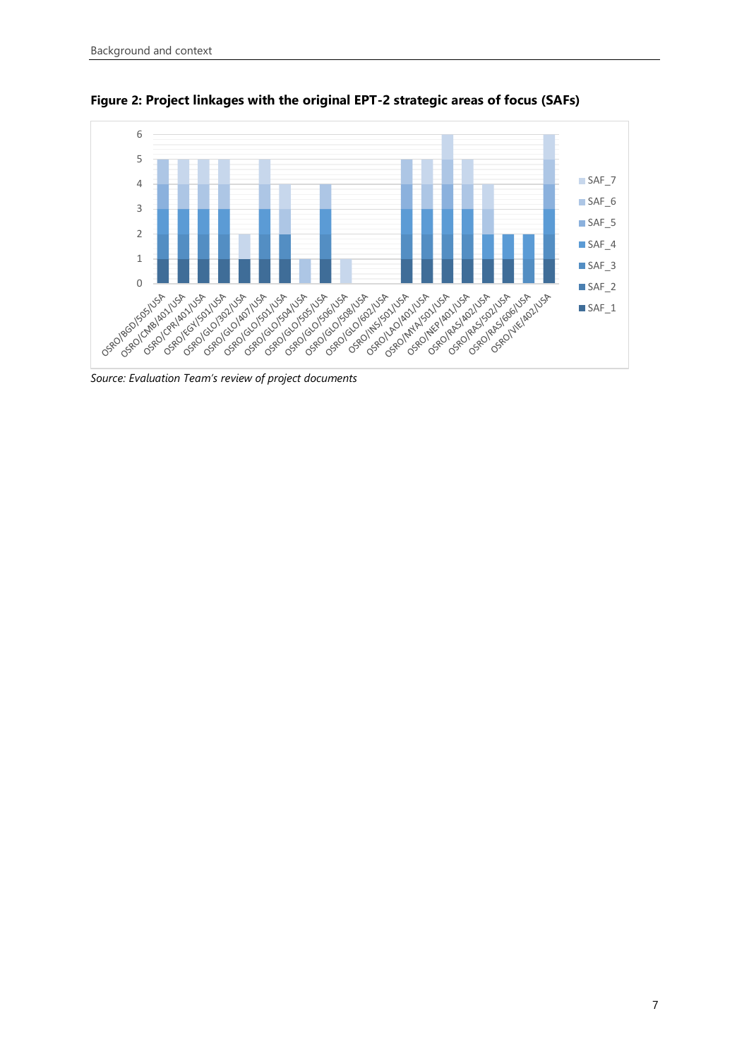**Figure 2: Project linkages with the original EPT-2 strategic areas of focus (SAFs)**

*Source: Evaluation Team's review of project documents*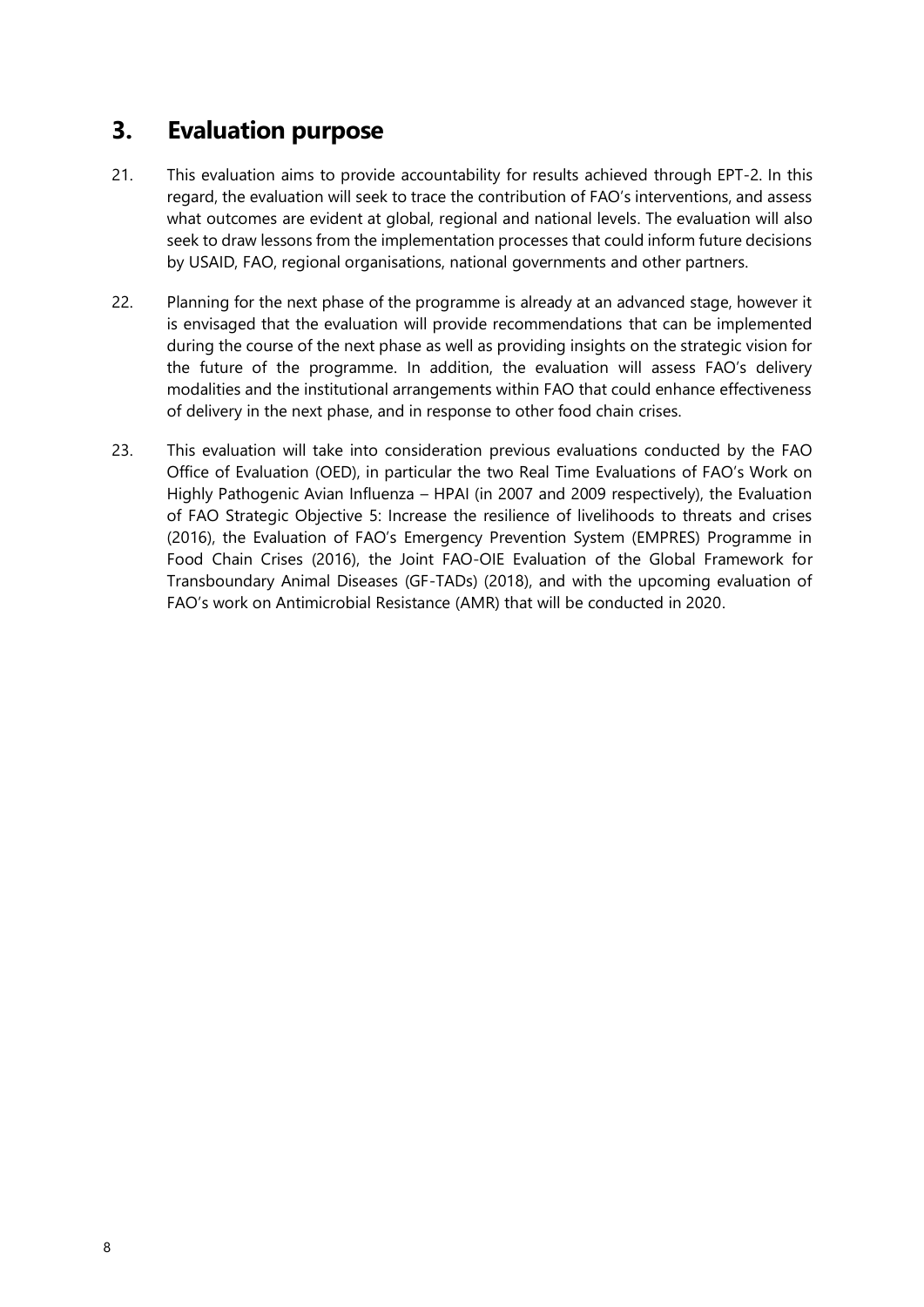## 3. Evaluation purpose

21. This evaluation aims to provide accountability for results achieved through EPT-2. In this regard, the evaluation will seek to trace the contribution of FAO's interventions, and assess what outcomes are evident at global, regional and national levels. The evaluation will also seek to draw lessons from the implementation processes that could inform future decisions by USAID, FAO, regional organisations, national governments and other partners.

22. Planning for the next phase of the programme is already at an advanced stage, however it is envisaged that the evaluation will provide recommendations that can be implemented during the course of the next phase as well as providing insights on the strategic vision for the future of the programme. In addition, the evaluation will assess FAO's delivery modalities and the institutional arrangements within FAO that could enhance effectiveness of delivery in the next phase, and in response to other food chain crises.

23. This evaluation will take into consideration previous evaluations conducted by the FAO Office of Evaluation (OED), in particular the two Real Time Evaluations of FAO's Work on Highly Pathogenic Avian Influenza – HPAI (in 2007 and 2009 respectively), the Evaluation of FAO Strategic Objective 5: Increase the resilience of livelihoods to threats and crises (2016), the Evaluation of FAO's Emergency Prevention System (EMPRES) Programme in Food Chain Crises (2016), the Joint FAO-OIE Evaluation of the Global Framework for Transboundary Animal Diseases (GF-TADs) (2018), and with the upcoming evaluation of FAO's work on Antimicrobial Resistance (AMR) that will be conducted in 2020.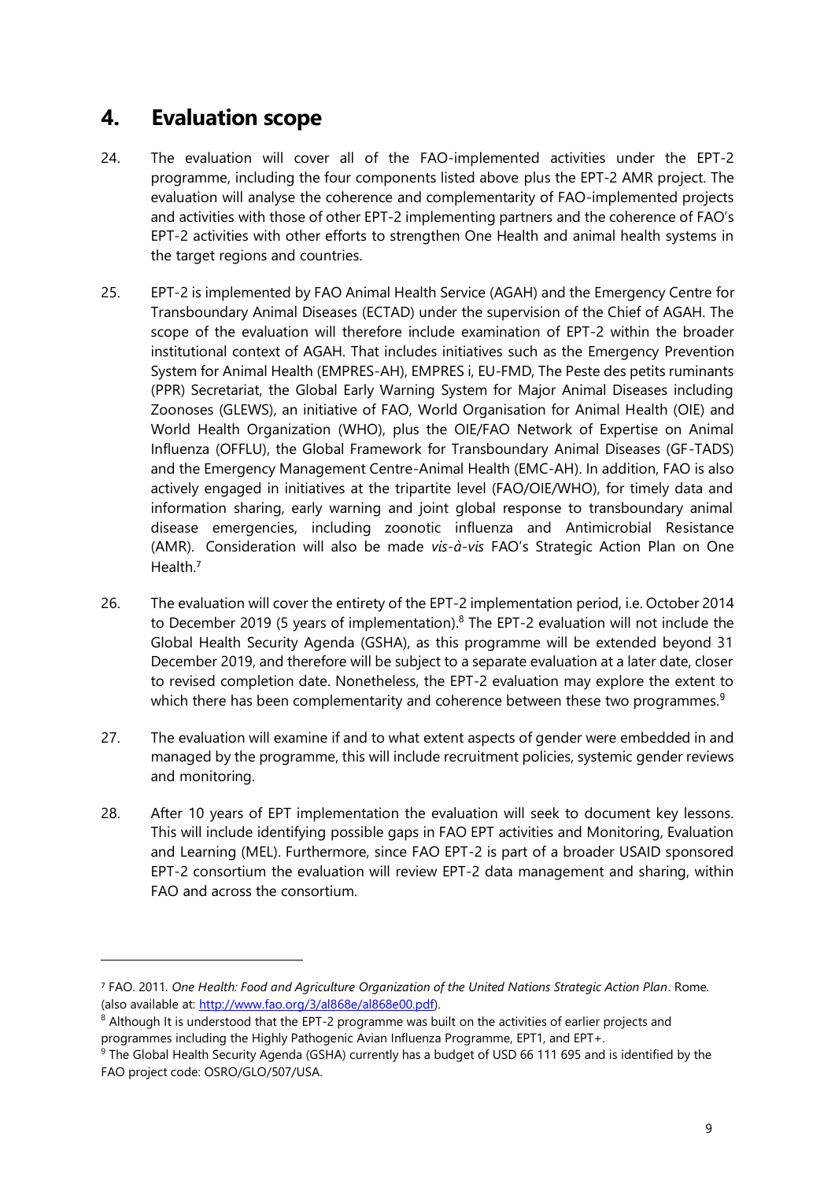## 4. Evaluation scope

24. The evaluation will cover all of the FAO-implemented activities under the EPT-2 programme, including the four components listed above plus the EPT-2 AMR project. The evaluation will analyse the coherence and complementarity of FAO-implemented projects and activities with those of other EPT-2 implementing partners and the coherence of FAO's EPT-2 activities with other efforts to strengthen One Health and animal health systems in the target regions and countries.

25. EPT-2 is implemented by FAO Animal Health Service (AGAH) and the Emergency Centre for Transboundary Animal Diseases (ECTAD) under the supervision of the Chief of AGAH. The scope of the evaluation will therefore include examination of EPT-2 within the broader institutional context of AGAH. That includes initiatives such as the Emergency Prevention System for Animal Health (EMPRES-AH), EMPRES i, EU-FMD, The Peste des petits ruminants (PPR) Secretariat, the Global Early Warning System for Major Animal Diseases including Zoonoses (GLEWS), an initiative of FAO, World Organisation for Animal Health (OIE) and World Health Organization (WHO), plus the OIE/FAO Network of Expertise on Animal Influenza (OFFLU), the Global Framework for Transboundary Animal Diseases (GF-TADS) and the Emergency Management Centre-Animal Health (EMC-AH). In addition, FAO is also actively engaged in initiatives at the tripartite level (FAO/OIE/WHO), for timely data and information sharing, early warning and joint global response to transboundary animal disease emergencies, including zoonotic influenza and Antimicrobial Resistance (AMR). Consideration will also be made *vis-à-vis* FAO's Strategic Action Plan on One Health.[7]

26. The evaluation will cover the entirety of the EPT-2 implementation period, i.e. October 2014 to December 2019 (5 years of implementation).[8] The EPT-2 evaluation will not include the Global Health Security Agenda (GSHA), as this programme will be extended beyond 31 December 2019, and therefore will be subject to a separate evaluation at a later date, closer to revised completion date. Nonetheless, the EPT-2 evaluation may explore the extent to which there has been complementarity and coherence between these two programmes.[9]

27. The evaluation will examine if and to what extent aspects of gender were embedded in and managed by the programme, this will include recruitment policies, systemic gender reviews and monitoring.

28. After 10 years of EPT implementation the evaluation will seek to document key lessons. This will include identifying possible gaps in FAO EPT activities and Monitoring, Evaluation and Learning (MEL). Furthermore, since FAO EPT-2 is part of a broader USAID sponsored EPT-2 consortium the evaluation will review EPT-2 data management and sharing, within FAO and across the consortium.

---

[7] FAO. 2011. *One Health: Food and Agriculture Organization of the United Nations Strategic Action Plan*. Rome. (also available at: http://www.fao.org/3/al868e/al868e00.pdf).

[8] Although It is understood that the EPT-2 programme was built on the activities of earlier projects and programmes including the Highly Pathogenic Avian Influenza Programme, EPT1, and EPT+.

[9] The Global Health Security Agenda (GSHA) currently has a budget of USD 66 111 695 and is identified by the FAO project code: OSRO/GLO/507/USA.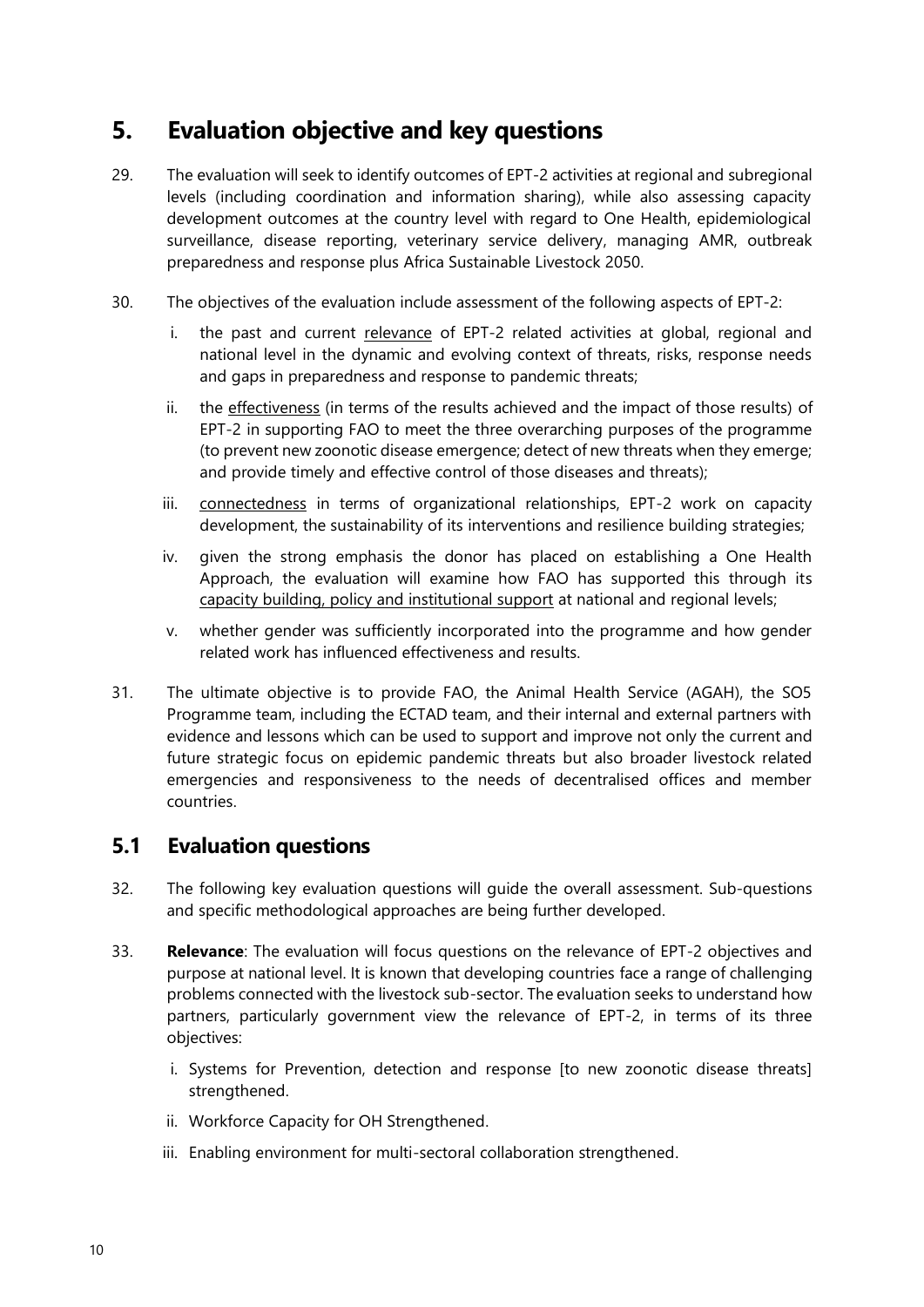# 5. Evaluation objective and key questions

29. The evaluation will seek to identify outcomes of EPT-2 activities at regional and subregional levels (including coordination and information sharing), while also assessing capacity development outcomes at the country level with regard to One Health, epidemiological surveillance, disease reporting, veterinary service delivery, managing AMR, outbreak preparedness and response plus Africa Sustainable Livestock 2050.

30. The objectives of the evaluation include assessment of the following aspects of EPT-2:

    i. the past and current relevance of EPT-2 related activities at global, regional and national level in the dynamic and evolving context of threats, risks, response needs and gaps in preparedness and response to pandemic threats;

    ii. the effectiveness (in terms of the results achieved and the impact of those results) of EPT-2 in supporting FAO to meet the three overarching purposes of the programme (to prevent new zoonotic disease emergence; detect of new threats when they emerge; and provide timely and effective control of those diseases and threats);

    iii. connectedness in terms of organizational relationships, EPT-2 work on capacity development, the sustainability of its interventions and resilience building strategies;

    iv. given the strong emphasis the donor has placed on establishing a One Health Approach, the evaluation will examine how FAO has supported this through its capacity building, policy and institutional support at national and regional levels;

    v. whether gender was sufficiently incorporated into the programme and how gender related work has influenced effectiveness and results.

31. The ultimate objective is to provide FAO, the Animal Health Service (AGAH), the SO5 Programme team, including the ECTAD team, and their internal and external partners with evidence and lessons which can be used to support and improve not only the current and future strategic focus on epidemic pandemic threats but also broader livestock related emergencies and responsiveness to the needs of decentralised offices and member countries.

## 5.1 Evaluation questions

32. The following key evaluation questions will guide the overall assessment. Sub-questions and specific methodological approaches are being further developed.

33. **Relevance**: The evaluation will focus questions on the relevance of EPT-2 objectives and purpose at national level. It is known that developing countries face a range of challenging problems connected with the livestock sub-sector. The evaluation seeks to understand how partners, particularly government view the relevance of EPT-2, in terms of its three objectives:

    i. Systems for Prevention, detection and response [to new zoonotic disease threats] strengthened.

    ii. Workforce Capacity for OH Strengthened.

    iii. Enabling environment for multi-sectoral collaboration strengthened.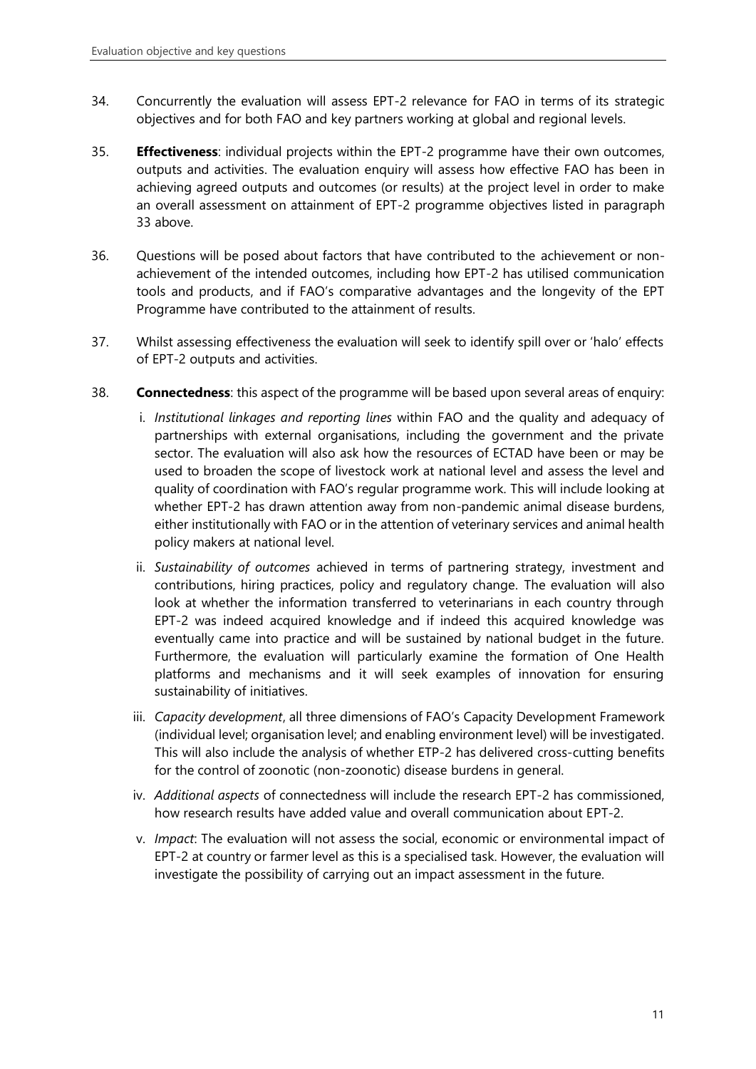34. Concurrently the evaluation will assess EPT-2 relevance for FAO in terms of its strategic objectives and for both FAO and key partners working at global and regional levels.

35. **Effectiveness**: individual projects within the EPT-2 programme have their own outcomes, outputs and activities. The evaluation enquiry will assess how effective FAO has been in achieving agreed outputs and outcomes (or results) at the project level in order to make an overall assessment on attainment of EPT-2 programme objectives listed in paragraph 33 above.

36. Questions will be posed about factors that have contributed to the achievement or non-achievement of the intended outcomes, including how EPT-2 has utilised communication tools and products, and if FAO's comparative advantages and the longevity of the EPT Programme have contributed to the attainment of results.

37. Whilst assessing effectiveness the evaluation will seek to identify spill over or 'halo' effects of EPT-2 outputs and activities.

38. **Connectedness**: this aspect of the programme will be based upon several areas of enquiry:

    i. *Institutional linkages and reporting lines* within FAO and the quality and adequacy of partnerships with external organisations, including the government and the private sector. The evaluation will also ask how the resources of ECTAD have been or may be used to broaden the scope of livestock work at national level and assess the level and quality of coordination with FAO's regular programme work. This will include looking at whether EPT-2 has drawn attention away from non-pandemic animal disease burdens, either institutionally with FAO or in the attention of veterinary services and animal health policy makers at national level.

    ii. *Sustainability of outcomes* achieved in terms of partnering strategy, investment and contributions, hiring practices, policy and regulatory change. The evaluation will also look at whether the information transferred to veterinarians in each country through EPT-2 was indeed acquired knowledge and if indeed this acquired knowledge was eventually came into practice and will be sustained by national budget in the future. Furthermore, the evaluation will particularly examine the formation of One Health platforms and mechanisms and it will seek examples of innovation for ensuring sustainability of initiatives.

    iii. *Capacity development*, all three dimensions of FAO's Capacity Development Framework (individual level; organisation level; and enabling environment level) will be investigated. This will also include the analysis of whether ETP-2 has delivered cross-cutting benefits for the control of zoonotic (non-zoonotic) disease burdens in general.

    iv. *Additional aspects* of connectedness will include the research EPT-2 has commissioned, how research results have added value and overall communication about EPT-2.

    v. *Impact*: The evaluation will not assess the social, economic or environmental impact of EPT-2 at country or farmer level as this is a specialised task. However, the evaluation will investigate the possibility of carrying out an impact assessment in the future.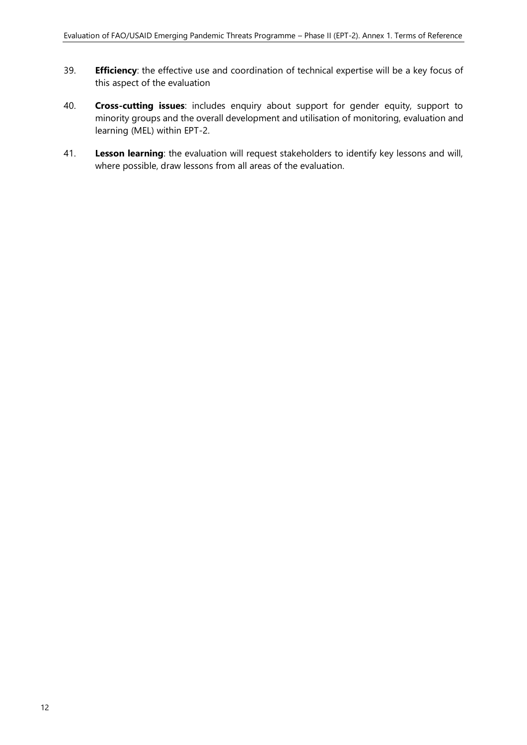39. **Efficiency**: the effective use and coordination of technical expertise will be a key focus of this aspect of the evaluation

40. **Cross-cutting issues**: includes enquiry about support for gender equity, support to minority groups and the overall development and utilisation of monitoring, evaluation and learning (MEL) within EPT-2.

41. **Lesson learning**: the evaluation will request stakeholders to identify key lessons and will, where possible, draw lessons from all areas of the evaluation.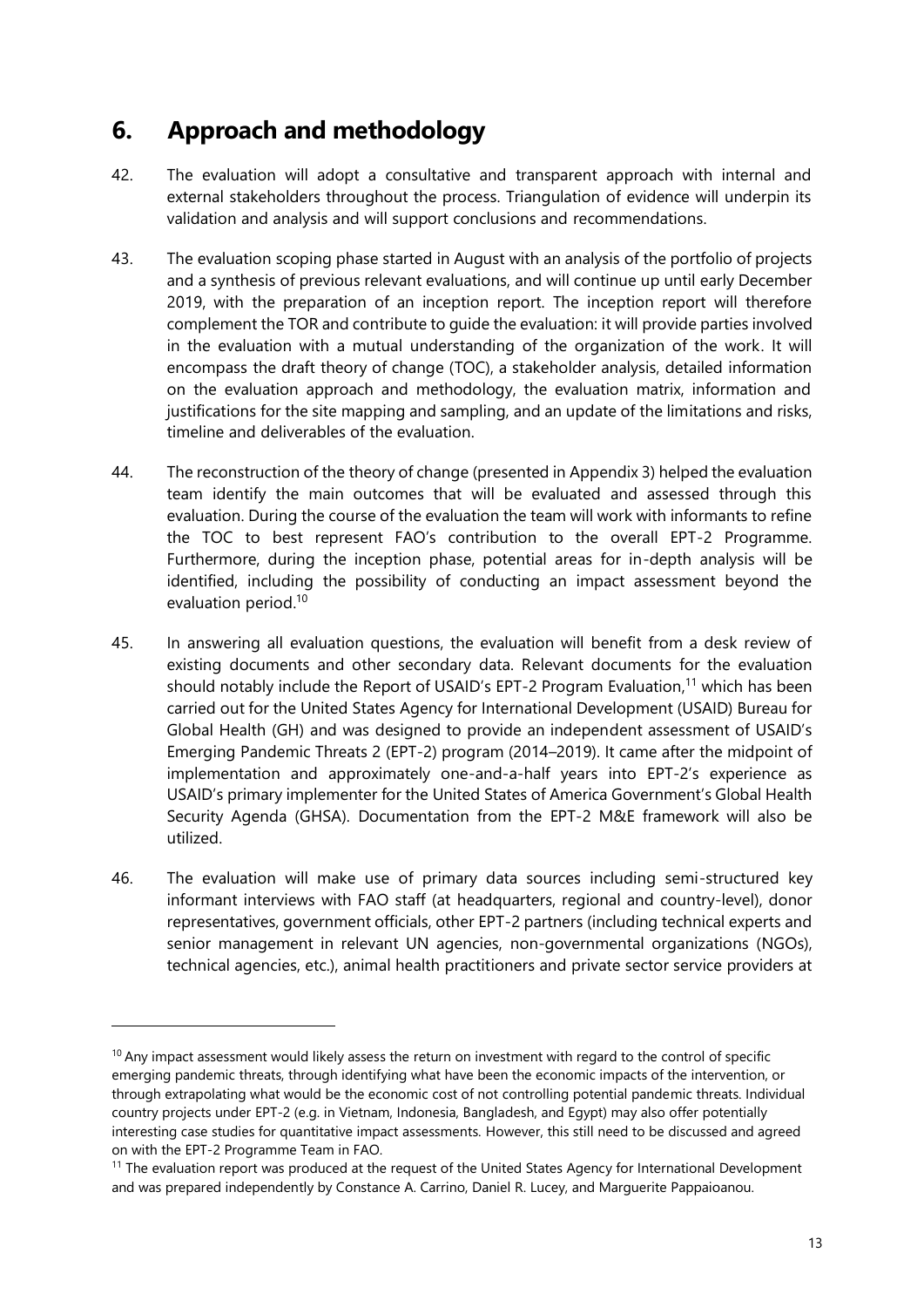# 6. Approach and methodology

42. The evaluation will adopt a consultative and transparent approach with internal and external stakeholders throughout the process. Triangulation of evidence will underpin its validation and analysis and will support conclusions and recommendations.

43. The evaluation scoping phase started in August with an analysis of the portfolio of projects and a synthesis of previous relevant evaluations, and will continue up until early December 2019, with the preparation of an inception report. The inception report will therefore complement the TOR and contribute to guide the evaluation: it will provide parties involved in the evaluation with a mutual understanding of the organization of the work. It will encompass the draft theory of change (TOC), a stakeholder analysis, detailed information on the evaluation approach and methodology, the evaluation matrix, information and justifications for the site mapping and sampling, and an update of the limitations and risks, timeline and deliverables of the evaluation.

44. The reconstruction of the theory of change (presented in Appendix 3) helped the evaluation team identify the main outcomes that will be evaluated and assessed through this evaluation. During the course of the evaluation the team will work with informants to refine the TOC to best represent FAO's contribution to the overall EPT-2 Programme. Furthermore, during the inception phase, potential areas for in-depth analysis will be identified, including the possibility of conducting an impact assessment beyond the evaluation period.[10]

45. In answering all evaluation questions, the evaluation will benefit from a desk review of existing documents and other secondary data. Relevant documents for the evaluation should notably include the Report of USAID's EPT-2 Program Evaluation,[11] which has been carried out for the United States Agency for International Development (USAID) Bureau for Global Health (GH) and was designed to provide an independent assessment of USAID's Emerging Pandemic Threats 2 (EPT-2) program (2014–2019). It came after the midpoint of implementation and approximately one-and-a-half years into EPT-2's experience as USAID's primary implementer for the United States of America Government's Global Health Security Agenda (GHSA). Documentation from the EPT-2 M&E framework will also be utilized.

46. The evaluation will make use of primary data sources including semi-structured key informant interviews with FAO staff (at headquarters, regional and country-level), donor representatives, government officials, other EPT-2 partners (including technical experts and senior management in relevant UN agencies, non-governmental organizations (NGOs), technical agencies, etc.), animal health practitioners and private sector service providers at

---

[10] Any impact assessment would likely assess the return on investment with regard to the control of specific emerging pandemic threats, through identifying what have been the economic impacts of the intervention, or through extrapolating what would be the economic cost of not controlling potential pandemic threats. Individual country projects under EPT-2 (e.g. in Vietnam, Indonesia, Bangladesh, and Egypt) may also offer potentially interesting case studies for quantitative impact assessments. However, this still need to be discussed and agreed on with the EPT-2 Programme Team in FAO.

[11] The evaluation report was produced at the request of the United States Agency for International Development and was prepared independently by Constance A. Carrino, Daniel R. Lucey, and Marguerite Pappaioanou.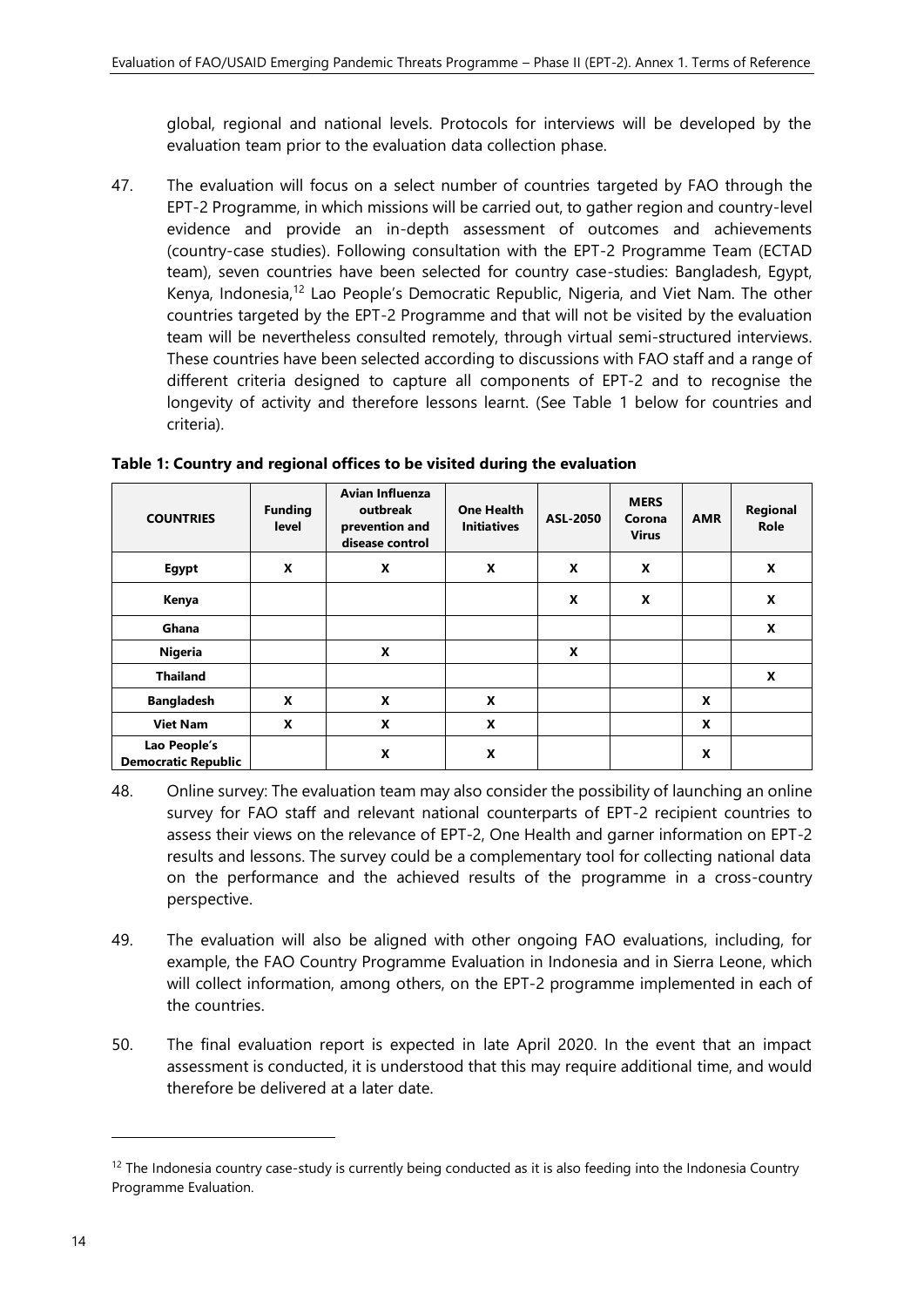global, regional and national levels. Protocols for interviews will be developed by the evaluation team prior to the evaluation data collection phase.

47. The evaluation will focus on a select number of countries targeted by FAO through the EPT-2 Programme, in which missions will be carried out, to gather region and country-level evidence and provide an in-depth assessment of outcomes and achievements (country-case studies). Following consultation with the EPT-2 Programme Team (ECTAD team), seven countries have been selected for country case-studies: Bangladesh, Egypt, Kenya, Indonesia,[12] Lao People's Democratic Republic, Nigeria, and Viet Nam. The other countries targeted by the EPT-2 Programme and that will not be visited by the evaluation team will be nevertheless consulted remotely, through virtual semi-structured interviews. These countries have been selected according to discussions with FAO staff and a range of different criteria designed to capture all components of EPT-2 and to recognise the longevity of activity and therefore lessons learnt. (See Table 1 below for countries and criteria).

**Table 1: Country and regional offices to be visited during the evaluation**

| COUNTRIES | Funding level | Avian Influenza outbreak prevention and disease control | One Health Initiatives | ASL-2050 | MERS Corona Virus | AMR | Regional Role |
|---|---|---|---|---|---|---|---|
| **Egypt** | X | X | X | X | X | | X |
| **Kenya** | | | | X | X | | X |
| **Ghana** | | | | | | | X |
| **Nigeria** | | X | | X | | | |
| **Thailand** | | | | | | | X |
| **Bangladesh** | X | X | X | | | X | |
| **Viet Nam** | X | X | X | | | X | |
| **Lao People's Democratic Republic** | | X | X | | | X | |

48. Online survey: The evaluation team may also consider the possibility of launching an online survey for FAO staff and relevant national counterparts of EPT-2 recipient countries to assess their views on the relevance of EPT-2, One Health and garner information on EPT-2 results and lessons. The survey could be a complementary tool for collecting national data on the performance and the achieved results of the programme in a cross-country perspective.

49. The evaluation will also be aligned with other ongoing FAO evaluations, including, for example, the FAO Country Programme Evaluation in Indonesia and in Sierra Leone, which will collect information, among others, on the EPT-2 programme implemented in each of the countries.

50. The final evaluation report is expected in late April 2020. In the event that an impact assessment is conducted, it is understood that this may require additional time, and would therefore be delivered at a later date.

[12] The Indonesia country case-study is currently being conducted as it is also feeding into the Indonesia Country Programme Evaluation.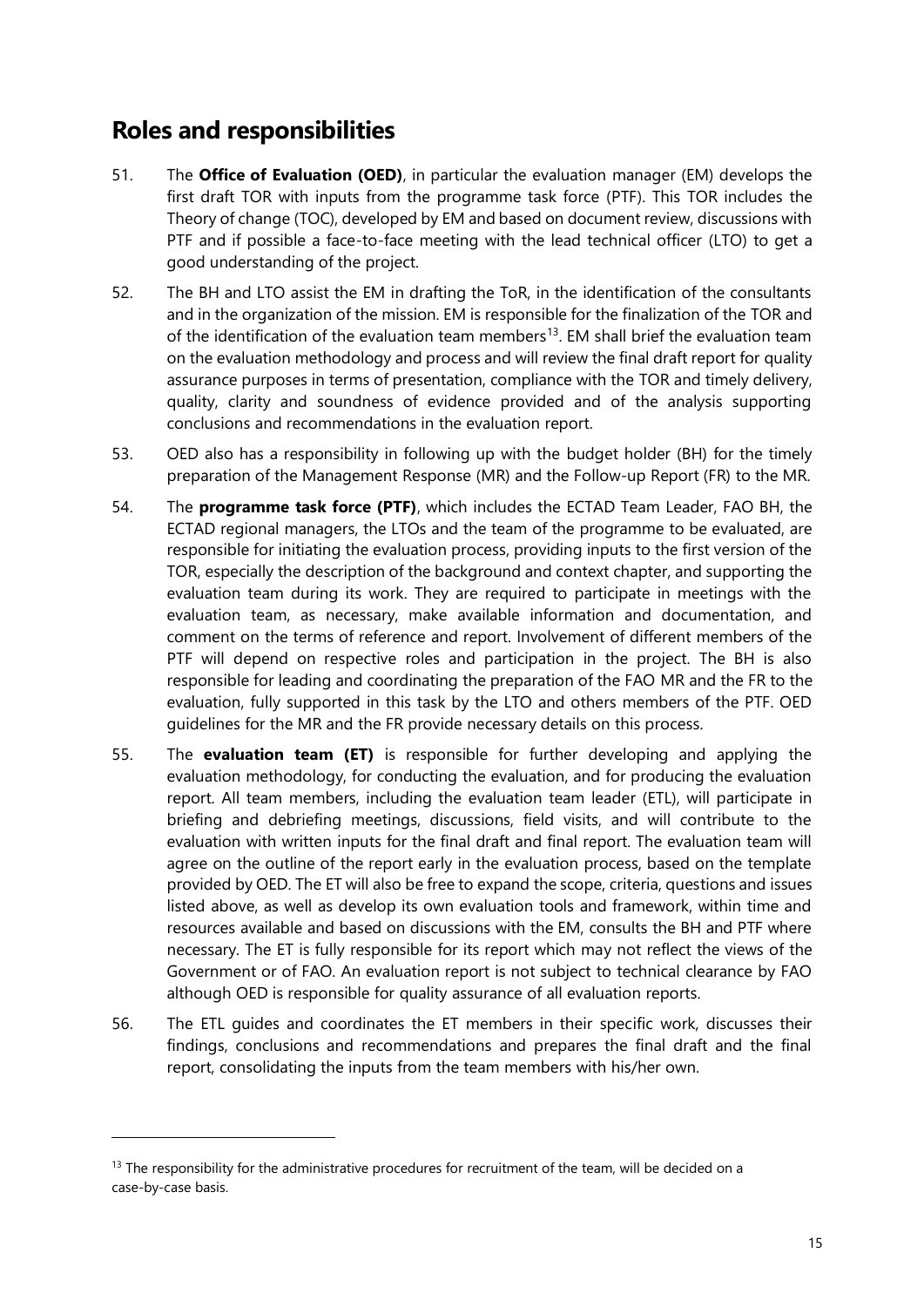## Roles and responsibilities

51. The **Office of Evaluation (OED)**, in particular the evaluation manager (EM) develops the first draft TOR with inputs from the programme task force (PTF). This TOR includes the Theory of change (TOC), developed by EM and based on document review, discussions with PTF and if possible a face-to-face meeting with the lead technical officer (LTO) to get a good understanding of the project.

52. The BH and LTO assist the EM in drafting the ToR, in the identification of the consultants and in the organization of the mission. EM is responsible for the finalization of the TOR and of the identification of the evaluation team members[13]. EM shall brief the evaluation team on the evaluation methodology and process and will review the final draft report for quality assurance purposes in terms of presentation, compliance with the TOR and timely delivery, quality, clarity and soundness of evidence provided and of the analysis supporting conclusions and recommendations in the evaluation report.

53. OED also has a responsibility in following up with the budget holder (BH) for the timely preparation of the Management Response (MR) and the Follow-up Report (FR) to the MR.

54. The **programme task force (PTF)**, which includes the ECTAD Team Leader, FAO BH, the ECTAD regional managers, the LTOs and the team of the programme to be evaluated, are responsible for initiating the evaluation process, providing inputs to the first version of the TOR, especially the description of the background and context chapter, and supporting the evaluation team during its work. They are required to participate in meetings with the evaluation team, as necessary, make available information and documentation, and comment on the terms of reference and report. Involvement of different members of the PTF will depend on respective roles and participation in the project. The BH is also responsible for leading and coordinating the preparation of the FAO MR and the FR to the evaluation, fully supported in this task by the LTO and others members of the PTF. OED guidelines for the MR and the FR provide necessary details on this process.

55. The **evaluation team (ET)** is responsible for further developing and applying the evaluation methodology, for conducting the evaluation, and for producing the evaluation report. All team members, including the evaluation team leader (ETL), will participate in briefing and debriefing meetings, discussions, field visits, and will contribute to the evaluation with written inputs for the final draft and final report. The evaluation team will agree on the outline of the report early in the evaluation process, based on the template provided by OED. The ET will also be free to expand the scope, criteria, questions and issues listed above, as well as develop its own evaluation tools and framework, within time and resources available and based on discussions with the EM, consults the BH and PTF where necessary. The ET is fully responsible for its report which may not reflect the views of the Government or of FAO. An evaluation report is not subject to technical clearance by FAO although OED is responsible for quality assurance of all evaluation reports.

56. The ETL guides and coordinates the ET members in their specific work, discusses their findings, conclusions and recommendations and prepares the final draft and the final report, consolidating the inputs from the team members with his/her own.

---

[13] The responsibility for the administrative procedures for recruitment of the team, will be decided on a case-by-case basis.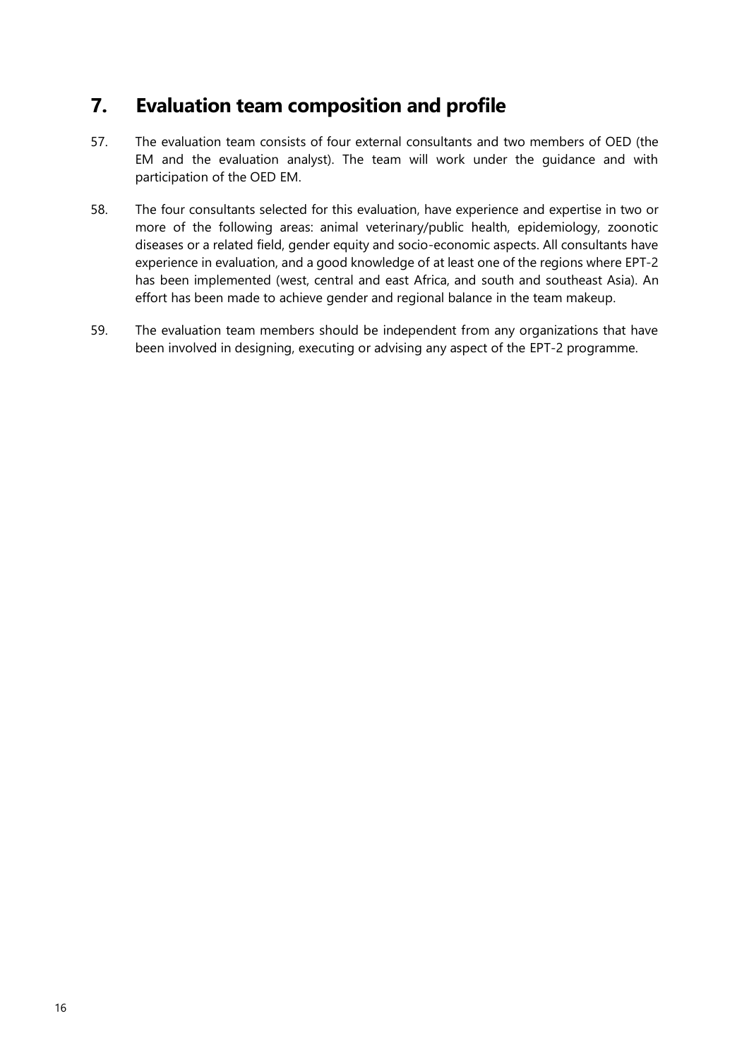## 7. Evaluation team composition and profile

57. The evaluation team consists of four external consultants and two members of OED (the EM and the evaluation analyst). The team will work under the guidance and with participation of the OED EM.

58. The four consultants selected for this evaluation, have experience and expertise in two or more of the following areas: animal veterinary/public health, epidemiology, zoonotic diseases or a related field, gender equity and socio-economic aspects. All consultants have experience in evaluation, and a good knowledge of at least one of the regions where EPT-2 has been implemented (west, central and east Africa, and south and southeast Asia). An effort has been made to achieve gender and regional balance in the team makeup.

59. The evaluation team members should be independent from any organizations that have been involved in designing, executing or advising any aspect of the EPT-2 programme.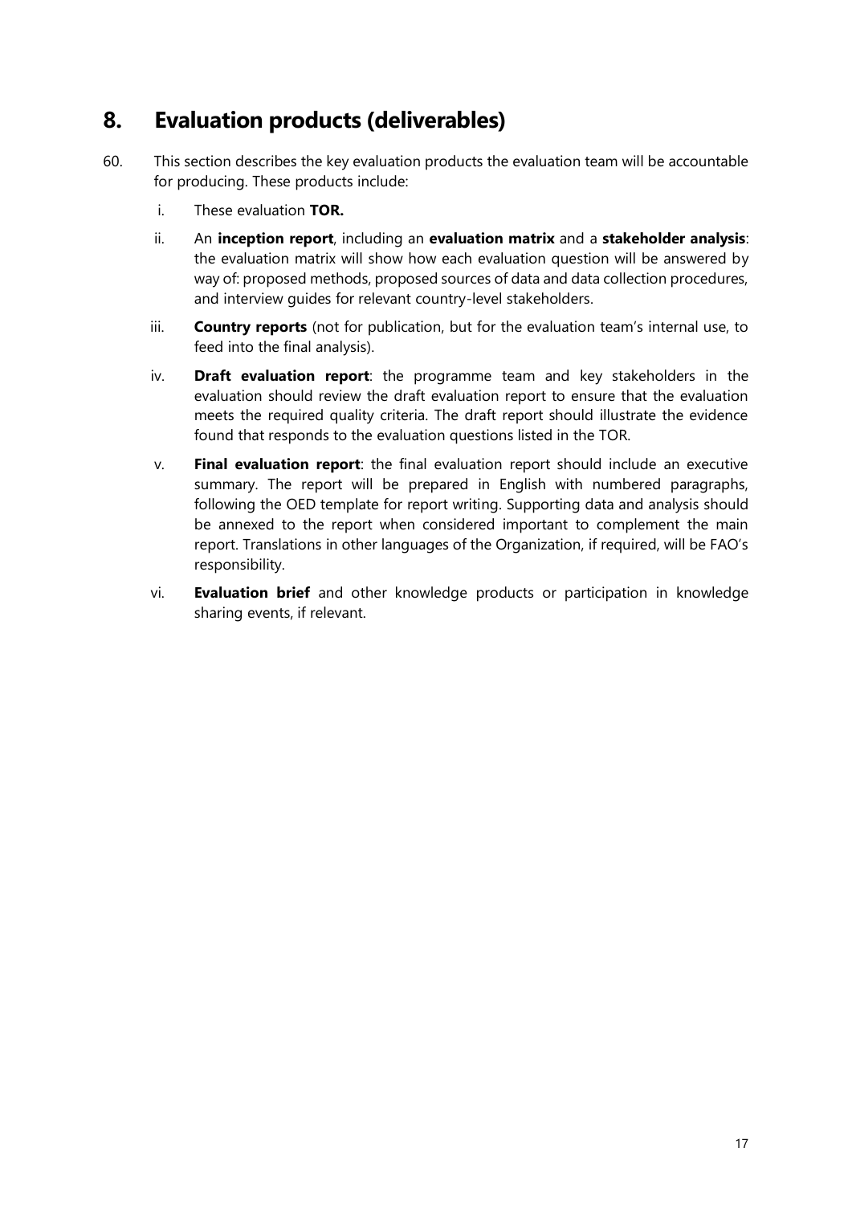# 8. Evaluation products (deliverables)

60. This section describes the key evaluation products the evaluation team will be accountable for producing. These products include:

    i. These evaluation **TOR.**

    ii. An **inception report**, including an **evaluation matrix** and a **stakeholder analysis**: the evaluation matrix will show how each evaluation question will be answered by way of: proposed methods, proposed sources of data and data collection procedures, and interview guides for relevant country-level stakeholders.

    iii. **Country reports** (not for publication, but for the evaluation team's internal use, to feed into the final analysis).

    iv. **Draft evaluation report**: the programme team and key stakeholders in the evaluation should review the draft evaluation report to ensure that the evaluation meets the required quality criteria. The draft report should illustrate the evidence found that responds to the evaluation questions listed in the TOR.

    v. **Final evaluation report**: the final evaluation report should include an executive summary. The report will be prepared in English with numbered paragraphs, following the OED template for report writing. Supporting data and analysis should be annexed to the report when considered important to complement the main report. Translations in other languages of the Organization, if required, will be FAO's responsibility.

    vi. **Evaluation brief** and other knowledge products or participation in knowledge sharing events, if relevant.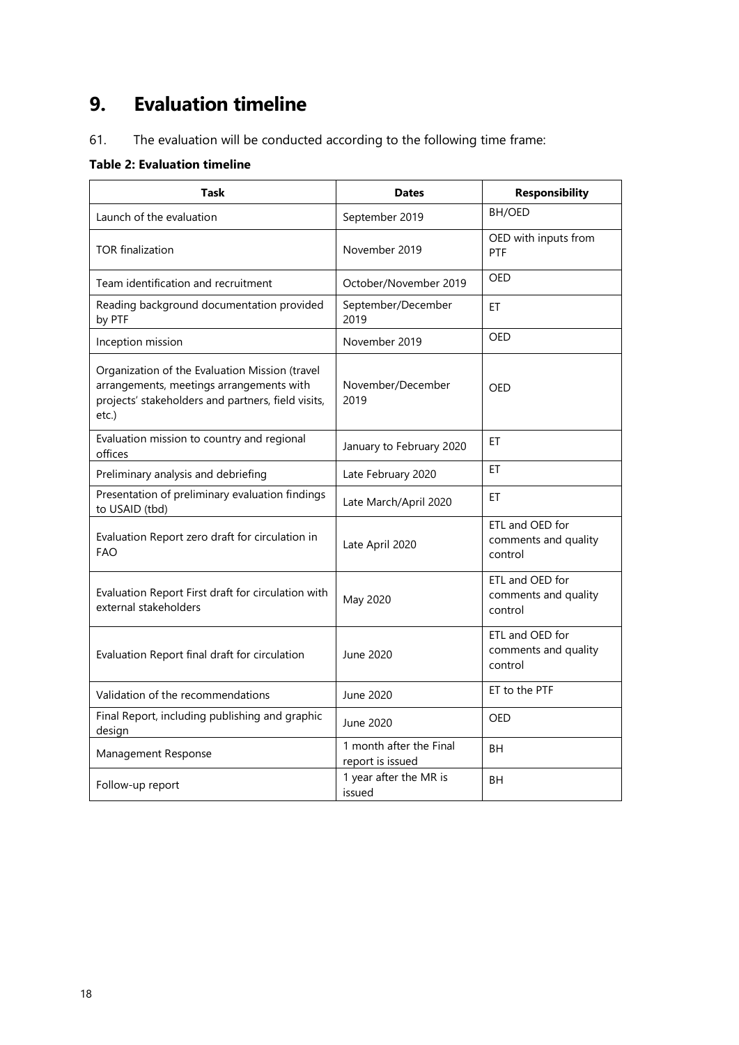# 9. Evaluation timeline

61. The evaluation will be conducted according to the following time frame:

**Table 2: Evaluation timeline**

| Task | Dates | Responsibility |
|---|---|---|
| Launch of the evaluation | September 2019 | BH/OED |
| TOR finalization | November 2019 | OED with inputs from PTF |
| Team identification and recruitment | October/November 2019 | OED |
| Reading background documentation provided by PTF | September/December 2019 | ET |
| Inception mission | November 2019 | OED |
| Organization of the Evaluation Mission (travel arrangements, meetings arrangements with projects' stakeholders and partners, field visits, etc.) | November/December 2019 | OED |
| Evaluation mission to country and regional offices | January to February 2020 | ET |
| Preliminary analysis and debriefing | Late February 2020 | ET |
| Presentation of preliminary evaluation findings to USAID (tbd) | Late March/April 2020 | ET |
| Evaluation Report zero draft for circulation in FAO | Late April 2020 | ETL and OED for comments and quality control |
| Evaluation Report First draft for circulation with external stakeholders | May 2020 | ETL and OED for comments and quality control |
| Evaluation Report final draft for circulation | June 2020 | ETL and OED for comments and quality control |
| Validation of the recommendations | June 2020 | ET to the PTF |
| Final Report, including publishing and graphic design | June 2020 | OED |
| Management Response | 1 month after the Final report is issued | BH |
| Follow-up report | 1 year after the MR is issued | BH |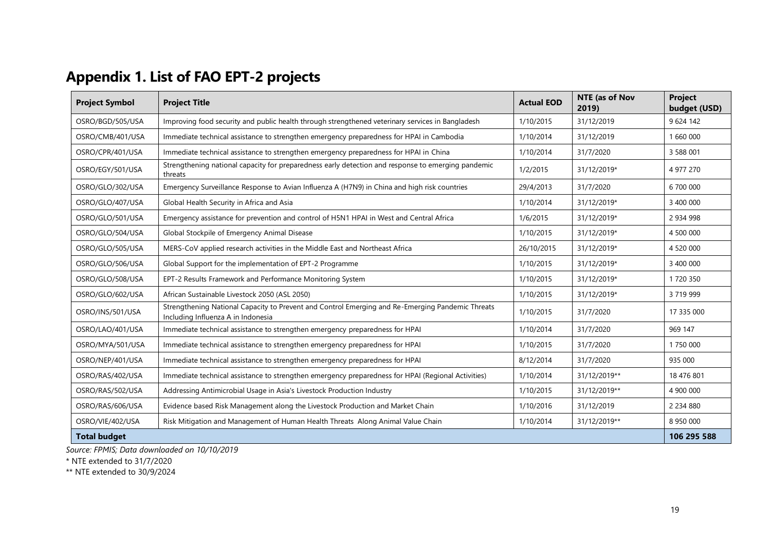# Appendix 1. List of FAO EPT-2 projects

| Project Symbol | Project Title | Actual EOD | NTE (as of Nov 2019) | Project budget (USD) |
|---|---|---|---|---|
| OSRO/BGD/505/USA | Improving food security and public health through strengthened veterinary services in Bangladesh | 1/10/2015 | 31/12/2019 | 9 624 142 |
| OSRO/CMB/401/USA | Immediate technical assistance to strengthen emergency preparedness for HPAI in Cambodia | 1/10/2014 | 31/12/2019 | 1 660 000 |
| OSRO/CPR/401/USA | Immediate technical assistance to strengthen emergency preparedness for HPAI in China | 1/10/2014 | 31/7/2020 | 3 588 001 |
| OSRO/EGY/501/USA | Strengthening national capacity for preparedness early detection and response to emerging pandemic threats | 1/2/2015 | 31/12/2019* | 4 977 270 |
| OSRO/GLO/302/USA | Emergency Surveillance Response to Avian Influenza A (H7N9) in China and high risk countries | 29/4/2013 | 31/7/2020 | 6 700 000 |
| OSRO/GLO/407/USA | Global Health Security in Africa and Asia | 1/10/2014 | 31/12/2019* | 3 400 000 |
| OSRO/GLO/501/USA | Emergency assistance for prevention and control of H5N1 HPAI in West and Central Africa | 1/6/2015 | 31/12/2019* | 2 934 998 |
| OSRO/GLO/504/USA | Global Stockpile of Emergency Animal Disease | 1/10/2015 | 31/12/2019* | 4 500 000 |
| OSRO/GLO/505/USA | MERS-CoV applied research activities in the Middle East and Northeast Africa | 26/10/2015 | 31/12/2019* | 4 520 000 |
| OSRO/GLO/506/USA | Global Support for the implementation of EPT-2 Programme | 1/10/2015 | 31/12/2019* | 3 400 000 |
| OSRO/GLO/508/USA | EPT-2 Results Framework and Performance Monitoring System | 1/10/2015 | 31/12/2019* | 1 720 350 |
| OSRO/GLO/602/USA | African Sustainable Livestock 2050 (ASL 2050) | 1/10/2015 | 31/12/2019* | 3 719 999 |
| OSRO/INS/501/USA | Strengthening National Capacity to Prevent and Control Emerging and Re-Emerging Pandemic Threats Including Influenza A in Indonesia | 1/10/2015 | 31/7/2020 | 17 335 000 |
| OSRO/LAO/401/USA | Immediate technical assistance to strengthen emergency preparedness for HPAI | 1/10/2014 | 31/7/2020 | 969 147 |
| OSRO/MYA/501/USA | Immediate technical assistance to strengthen emergency preparedness for HPAI | 1/10/2015 | 31/7/2020 | 1 750 000 |
| OSRO/NEP/401/USA | Immediate technical assistance to strengthen emergency preparedness for HPAI | 8/12/2014 | 31/7/2020 | 935 000 |
| OSRO/RAS/402/USA | Immediate technical assistance to strengthen emergency preparedness for HPAI (Regional Activities) | 1/10/2014 | 31/12/2019** | 18 476 801 |
| OSRO/RAS/502/USA | Addressing Antimicrobial Usage in Asia's Livestock Production Industry | 1/10/2015 | 31/12/2019** | 4 900 000 |
| OSRO/RAS/606/USA | Evidence based Risk Management along the Livestock Production and Market Chain | 1/10/2016 | 31/12/2019 | 2 234 880 |
| OSRO/VIE/402/USA | Risk Mitigation and Management of Human Health Threats Along Animal Value Chain | 1/10/2014 | 31/12/2019** | 8 950 000 |
| **Total budget** | | | | **106 295 588** |

*Source: FPMIS; Data downloaded on 10/10/2019*

* NTE extended to 31/7/2020

** NTE extended to 30/9/2024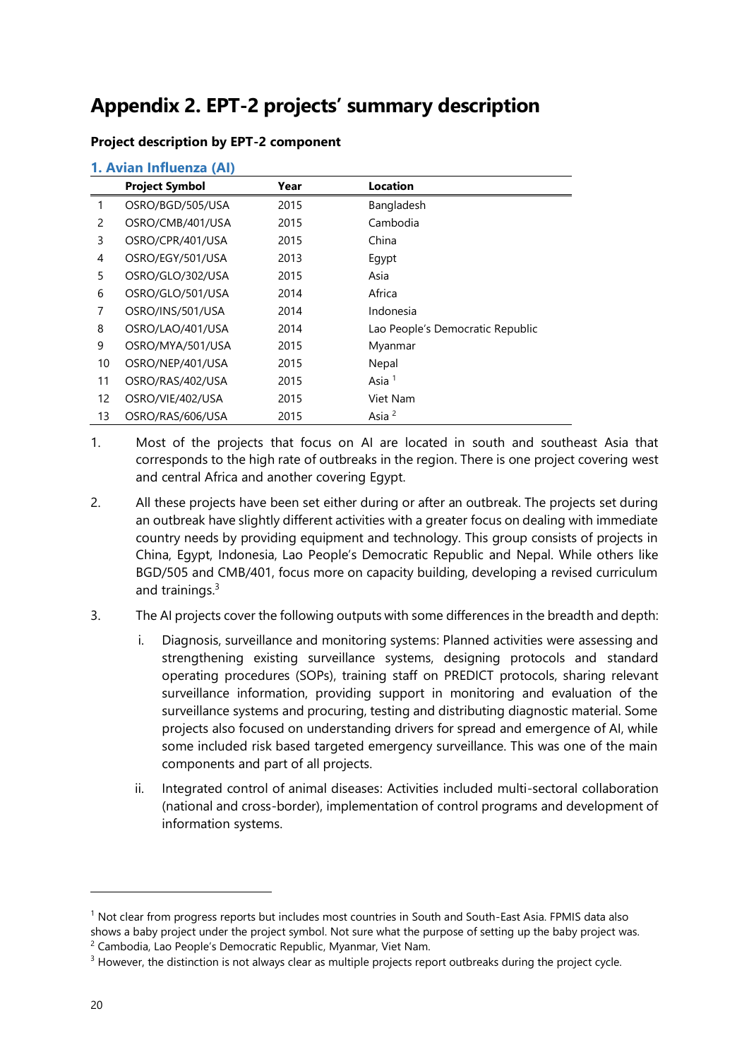# Appendix 2. EPT-2 projects' summary description

**Project description by EPT-2 component**

## 1. Avian Influenza (AI)

| | Project Symbol | Year | Location |
|---|---|---|---|
| 1 | OSRO/BGD/505/USA | 2015 | Bangladesh |
| 2 | OSRO/CMB/401/USA | 2015 | Cambodia |
| 3 | OSRO/CPR/401/USA | 2015 | China |
| 4 | OSRO/EGY/501/USA | 2013 | Egypt |
| 5 | OSRO/GLO/302/USA | 2015 | Asia |
| 6 | OSRO/GLO/501/USA | 2014 | Africa |
| 7 | OSRO/INS/501/USA | 2014 | Indonesia |
| 8 | OSRO/LAO/401/USA | 2014 | Lao People's Democratic Republic |
| 9 | OSRO/MYA/501/USA | 2015 | Myanmar |
| 10 | OSRO/NEP/401/USA | 2015 | Nepal |
| 11 | OSRO/RAS/402/USA | 2015 | Asia [1] |
| 12 | OSRO/VIE/402/USA | 2015 | Viet Nam |
| 13 | OSRO/RAS/606/USA | 2015 | Asia [2] |

1. Most of the projects that focus on AI are located in south and southeast Asia that corresponds to the high rate of outbreaks in the region. There is one project covering west and central Africa and another covering Egypt.

2. All these projects have been set either during or after an outbreak. The projects set during an outbreak have slightly different activities with a greater focus on dealing with immediate country needs by providing equipment and technology. This group consists of projects in China, Egypt, Indonesia, Lao People's Democratic Republic and Nepal. While others like BGD/505 and CMB/401, focus more on capacity building, developing a revised curriculum and trainings.[3]

3. The AI projects cover the following outputs with some differences in the breadth and depth:

   i. Diagnosis, surveillance and monitoring systems: Planned activities were assessing and strengthening existing surveillance systems, designing protocols and standard operating procedures (SOPs), training staff on PREDICT protocols, sharing relevant surveillance information, providing support in monitoring and evaluation of the surveillance systems and procuring, testing and distributing diagnostic material. Some projects also focused on understanding drivers for spread and emergence of AI, while some included risk based targeted emergency surveillance. This was one of the main components and part of all projects.

   ii. Integrated control of animal diseases: Activities included multi-sectoral collaboration (national and cross-border), implementation of control programs and development of information systems.

---

[1] Not clear from progress reports but includes most countries in South and South-East Asia. FPMIS data also shows a baby project under the project symbol. Not sure what the purpose of setting up the baby project was.

[2] Cambodia, Lao People's Democratic Republic, Myanmar, Viet Nam.

[3] However, the distinction is not always clear as multiple projects report outbreaks during the project cycle.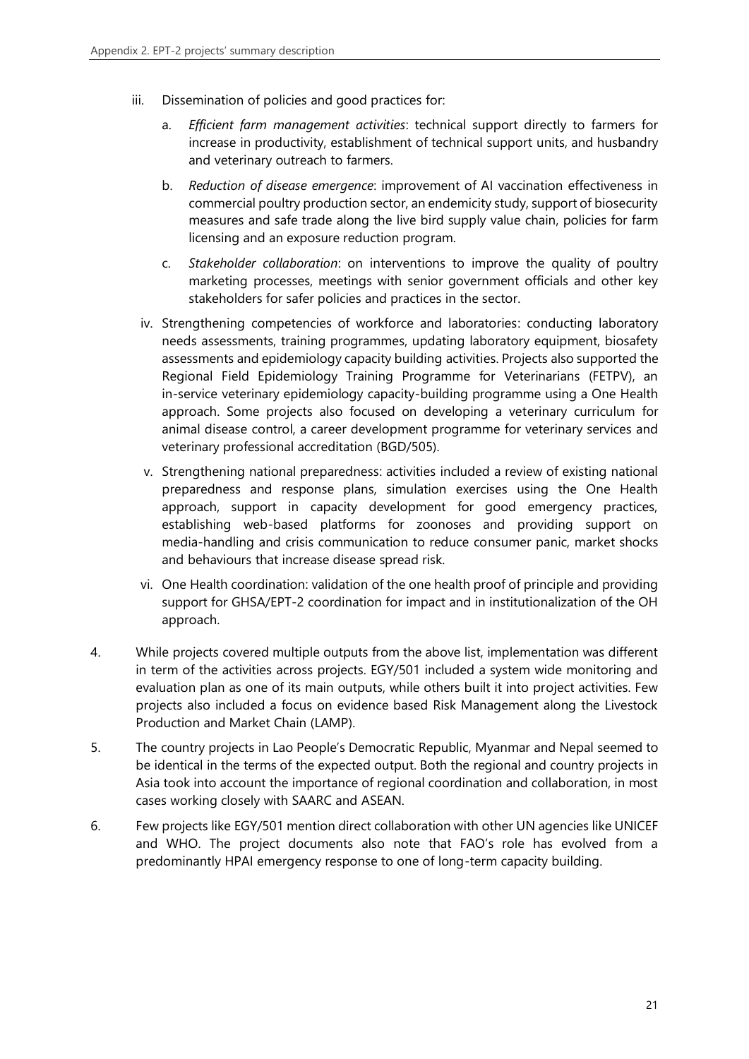iii. Dissemination of policies and good practices for:

   a. *Efficient farm management activities*: technical support directly to farmers for increase in productivity, establishment of technical support units, and husbandry and veterinary outreach to farmers.

   b. *Reduction of disease emergence*: improvement of AI vaccination effectiveness in commercial poultry production sector, an endemicity study, support of biosecurity measures and safe trade along the live bird supply value chain, policies for farm licensing and an exposure reduction program.

   c. *Stakeholder collaboration*: on interventions to improve the quality of poultry marketing processes, meetings with senior government officials and other key stakeholders for safer policies and practices in the sector.

iv. Strengthening competencies of workforce and laboratories: conducting laboratory needs assessments, training programmes, updating laboratory equipment, biosafety assessments and epidemiology capacity building activities. Projects also supported the Regional Field Epidemiology Training Programme for Veterinarians (FETPV), an in-service veterinary epidemiology capacity-building programme using a One Health approach. Some projects also focused on developing a veterinary curriculum for animal disease control, a career development programme for veterinary services and veterinary professional accreditation (BGD/505).

v. Strengthening national preparedness: activities included a review of existing national preparedness and response plans, simulation exercises using the One Health approach, support in capacity development for good emergency practices, establishing web-based platforms for zoonoses and providing support on media-handling and crisis communication to reduce consumer panic, market shocks and behaviours that increase disease spread risk.

vi. One Health coordination: validation of the one health proof of principle and providing support for GHSA/EPT-2 coordination for impact and in institutionalization of the OH approach.

4. While projects covered multiple outputs from the above list, implementation was different in term of the activities across projects. EGY/501 included a system wide monitoring and evaluation plan as one of its main outputs, while others built it into project activities. Few projects also included a focus on evidence based Risk Management along the Livestock Production and Market Chain (LAMP).

5. The country projects in Lao People's Democratic Republic, Myanmar and Nepal seemed to be identical in the terms of the expected output. Both the regional and country projects in Asia took into account the importance of regional coordination and collaboration, in most cases working closely with SAARC and ASEAN.

6. Few projects like EGY/501 mention direct collaboration with other UN agencies like UNICEF and WHO. The project documents also note that FAO's role has evolved from a predominantly HPAI emergency response to one of long-term capacity building.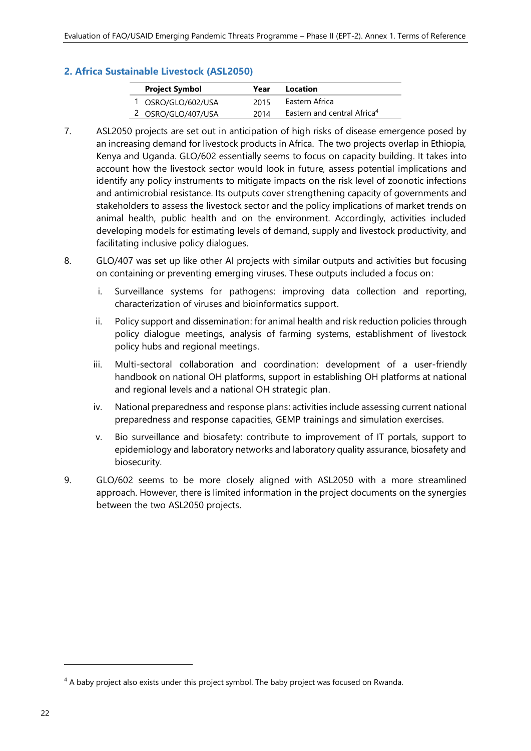## 2. Africa Sustainable Livestock (ASL2050)

| | Project Symbol | Year | Location |
|---|---|---|---|
| 1 | OSRO/GLO/602/USA | 2015 | Eastern Africa |
| 2 | OSRO/GLO/407/USA | 2014 | Eastern and central Africa[4] |

7. ASL2050 projects are set out in anticipation of high risks of disease emergence posed by an increasing demand for livestock products in Africa. The two projects overlap in Ethiopia, Kenya and Uganda. GLO/602 essentially seems to focus on capacity building. It takes into account how the livestock sector would look in future, assess potential implications and identify any policy instruments to mitigate impacts on the risk level of zoonotic infections and antimicrobial resistance. Its outputs cover strengthening capacity of governments and stakeholders to assess the livestock sector and the policy implications of market trends on animal health, public health and on the environment. Accordingly, activities included developing models for estimating levels of demand, supply and livestock productivity, and facilitating inclusive policy dialogues.

8. GLO/407 was set up like other AI projects with similar outputs and activities but focusing on containing or preventing emerging viruses. These outputs included a focus on:

   i. Surveillance systems for pathogens: improving data collection and reporting, characterization of viruses and bioinformatics support.

   ii. Policy support and dissemination: for animal health and risk reduction policies through policy dialogue meetings, analysis of farming systems, establishment of livestock policy hubs and regional meetings.

   iii. Multi-sectoral collaboration and coordination: development of a user-friendly handbook on national OH platforms, support in establishing OH platforms at national and regional levels and a national OH strategic plan.

   iv. National preparedness and response plans: activities include assessing current national preparedness and response capacities, GEMP trainings and simulation exercises.

   v. Bio surveillance and biosafety: contribute to improvement of IT portals, support to epidemiology and laboratory networks and laboratory quality assurance, biosafety and biosecurity.

9. GLO/602 seems to be more closely aligned with ASL2050 with a more streamlined approach. However, there is limited information in the project documents on the synergies between the two ASL2050 projects.

[4] A baby project also exists under this project symbol. The baby project was focused on Rwanda.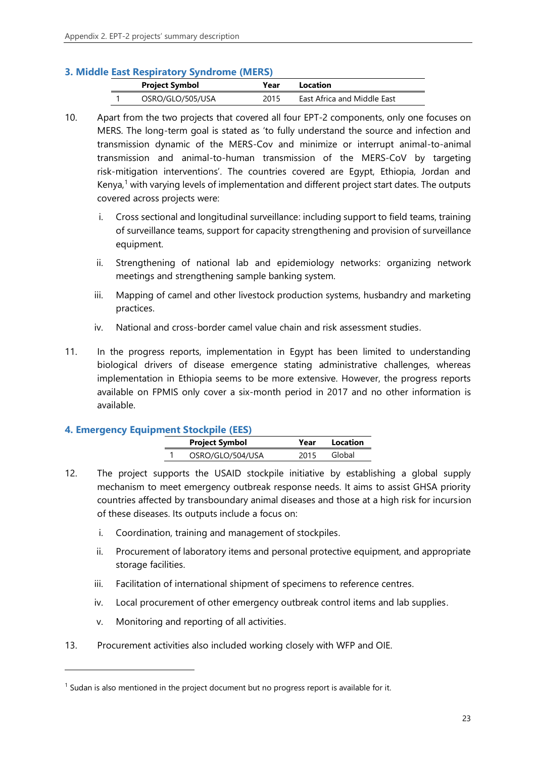### 3. Middle East Respiratory Syndrome (MERS)

| | Project Symbol | Year | Location |
|---|---|---|---|
| 1 | OSRO/GLO/505/USA | 2015 | East Africa and Middle East |

10. Apart from the two projects that covered all four EPT-2 components, only one focuses on MERS. The long-term goal is stated as 'to fully understand the source and infection and transmission dynamic of the MERS-Cov and minimize or interrupt animal-to-animal transmission and animal-to-human transmission of the MERS-CoV by targeting risk-mitigation interventions'. The countries covered are Egypt, Ethiopia, Jordan and Kenya,[1] with varying levels of implementation and different project start dates. The outputs covered across projects were:

    i. Cross sectional and longitudinal surveillance: including support to field teams, training of surveillance teams, support for capacity strengthening and provision of surveillance equipment.

    ii. Strengthening of national lab and epidemiology networks: organizing network meetings and strengthening sample banking system.

    iii. Mapping of camel and other livestock production systems, husbandry and marketing practices.

    iv. National and cross-border camel value chain and risk assessment studies.

11. In the progress reports, implementation in Egypt has been limited to understanding biological drivers of disease emergence stating administrative challenges, whereas implementation in Ethiopia seems to be more extensive. However, the progress reports available on FPMIS only cover a six-month period in 2017 and no other information is available.

### 4. Emergency Equipment Stockpile (EES)

| | Project Symbol | Year | Location |
|---|---|---|---|
| 1 | OSRO/GLO/504/USA | 2015 | Global |

12. The project supports the USAID stockpile initiative by establishing a global supply mechanism to meet emergency outbreak response needs. It aims to assist GHSA priority countries affected by transboundary animal diseases and those at a high risk for incursion of these diseases. Its outputs include a focus on:

    i. Coordination, training and management of stockpiles.

    ii. Procurement of laboratory items and personal protective equipment, and appropriate storage facilities.

    iii. Facilitation of international shipment of specimens to reference centres.

    iv. Local procurement of other emergency outbreak control items and lab supplies.

    v. Monitoring and reporting of all activities.

13. Procurement activities also included working closely with WFP and OIE.

---

[1] Sudan is also mentioned in the project document but no progress report is available for it.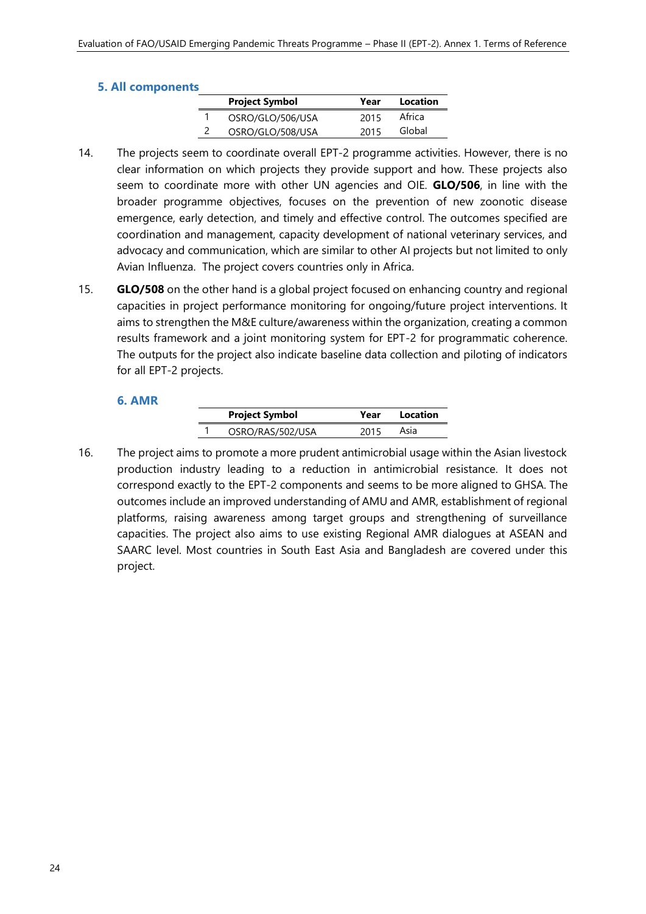### 5. All components

| | Project Symbol | Year | Location |
|---|---|---|---|
| 1 | OSRO/GLO/506/USA | 2015 | Africa |
| 2 | OSRO/GLO/508/USA | 2015 | Global |

14. The projects seem to coordinate overall EPT-2 programme activities. However, there is no clear information on which projects they provide support and how. These projects also seem to coordinate more with other UN agencies and OIE. **GLO/506**, in line with the broader programme objectives, focuses on the prevention of new zoonotic disease emergence, early detection, and timely and effective control. The outcomes specified are coordination and management, capacity development of national veterinary services, and advocacy and communication, which are similar to other AI projects but not limited to only Avian Influenza. The project covers countries only in Africa.

15. **GLO/508** on the other hand is a global project focused on enhancing country and regional capacities in project performance monitoring for ongoing/future project interventions. It aims to strengthen the M&E culture/awareness within the organization, creating a common results framework and a joint monitoring system for EPT-2 for programmatic coherence. The outputs for the project also indicate baseline data collection and piloting of indicators for all EPT-2 projects.

### 6. AMR

| | Project Symbol | Year | Location |
|---|---|---|---|
| 1 | OSRO/RAS/502/USA | 2015 | Asia |

16. The project aims to promote a more prudent antimicrobial usage within the Asian livestock production industry leading to a reduction in antimicrobial resistance. It does not correspond exactly to the EPT-2 components and seems to be more aligned to GHSA. The outcomes include an improved understanding of AMU and AMR, establishment of regional platforms, raising awareness among target groups and strengthening of surveillance capacities. The project also aims to use existing Regional AMR dialogues at ASEAN and SAARC level. Most countries in South East Asia and Bangladesh are covered under this project.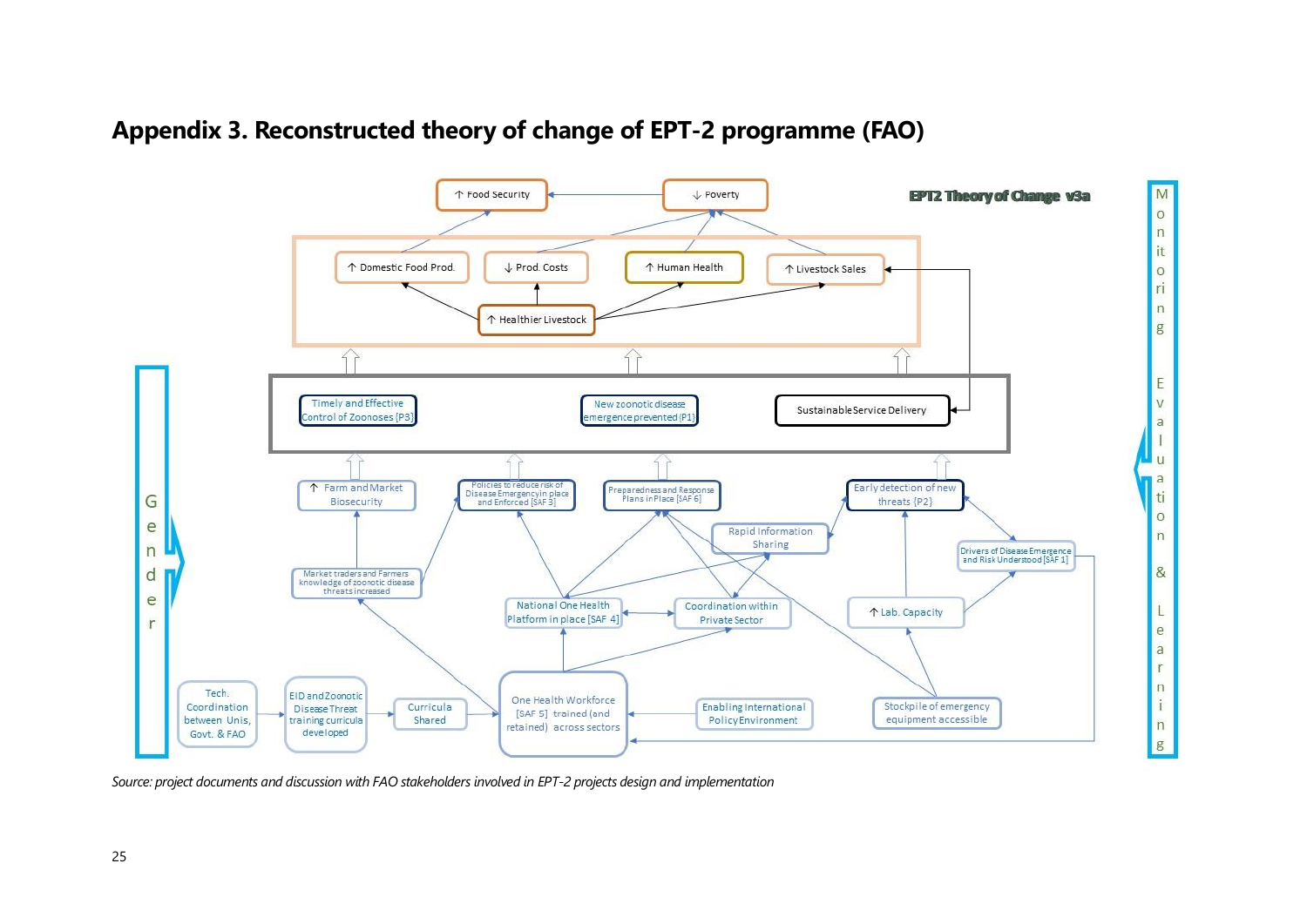## Appendix 3. Reconstructed theory of change of EPT-2 programme (FAO)

EPT2 Theory of Change v3a

↑ Food Security

↓ Poverty

↑ Domestic Food Prod.

↓ Prod. Costs

↑ Human Health

↑ Livestock Sales

↑ Healthier Livestock

Timely and Effective Control of Zoonoses [P3]

New zoonotic disease emergence prevented [P1]

Sustainable Service Delivery

↑ Farm and Market Biosecurity

Policies to reduce risk of Disease Emergency in place and Enforced [SAF 3]

Preparedness and Response Plans in Place [SAF 6]

Early detection of new threats [P2]

Rapid Information Sharing

Drivers of Disease Emergence and Risk Understood [SAF 1]

Market traders and Farmers knowledge of zoonotic disease threats increased

National One Health Platform in place [SAF 4]

Coordination within Private Sector

↑ Lab. Capacity

Tech. Coordination between Unis, Govt. & FAO

EID and Zoonotic Disease Threat training curricula developed

Curricula Shared

One Health Workforce [SAF 5] trained (and retained) across sectors

Enabling International Policy Environment

Stockpile of emergency equipment accessible

Gender

Monitoring Evaluation & Learning

*Source: project documents and discussion with FAO stakeholders involved in EPT-2 projects design and implementation*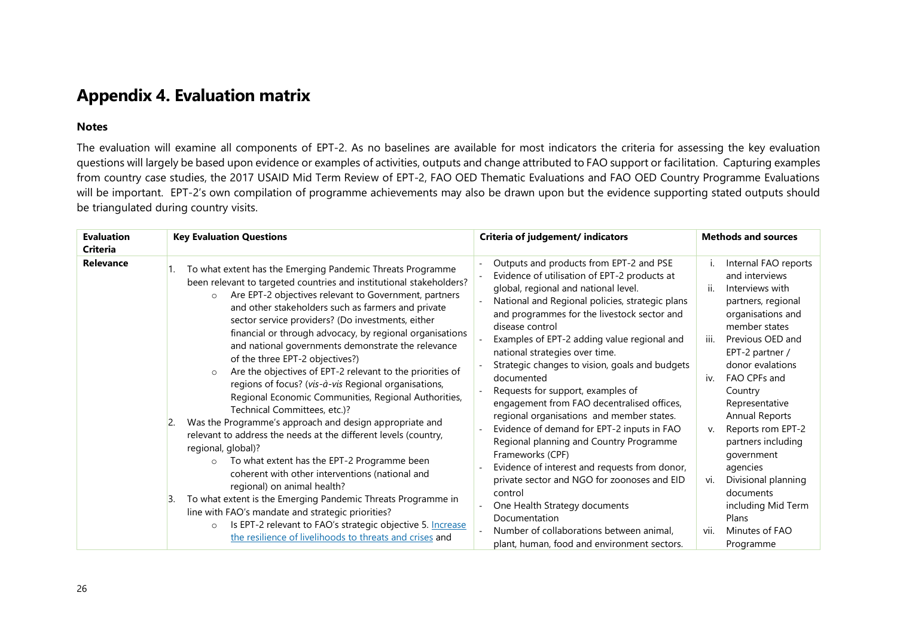# Appendix 4. Evaluation matrix

## Notes

The evaluation will examine all components of EPT-2. As no baselines are available for most indicators the criteria for assessing the key evaluation questions will largely be based upon evidence or examples of activities, outputs and change attributed to FAO support or facilitation. Capturing examples from country case studies, the 2017 USAID Mid Term Review of EPT-2, FAO OED Thematic Evaluations and FAO OED Country Programme Evaluations will be important. EPT-2's own compilation of programme achievements may also be drawn upon but the evidence supporting stated outputs should be triangulated during country visits.

| Evaluation Criteria | Key Evaluation Questions | Criteria of judgement/ indicators | Methods and sources |
|---|---|---|---|
| **Relevance** | 1. To what extent has the Emerging Pandemic Threats Programme been relevant to targeted countries and institutional stakeholders?<br>○ Are EPT-2 objectives relevant to Government, partners and other stakeholders such as farmers and private sector service providers? (Do investments, either financial or through advocacy, by regional organisations and national governments demonstrate the relevance of the three EPT-2 objectives?)<br>○ Are the objectives of EPT-2 relevant to the priorities of regions of focus? (*vis-à-vis* Regional organisations, Regional Economic Communities, Regional Authorities, Technical Committees, etc.)?<br>2. Was the Programme's approach and design appropriate and relevant to address the needs at the different levels (country, regional, global)?<br>○ To what extent has the EPT-2 Programme been coherent with other interventions (national and regional) on animal health?<br>3. To what extent is the Emerging Pandemic Threats Programme in line with FAO's mandate and strategic priorities?<br>○ Is EPT-2 relevant to FAO's strategic objective 5. [Increase the resilience of livelihoods to threats and crises]() and | - Outputs and products from EPT-2 and PSE<br>- Evidence of utilisation of EPT-2 products at global, regional and national level.<br>- National and Regional policies, strategic plans and programmes for the livestock sector and disease control<br>- Examples of EPT-2 adding value regional and national strategies over time.<br>- Strategic changes to vision, goals and budgets documented<br>- Requests for support, examples of engagement from FAO decentralised offices, regional organisations and member states.<br>- Evidence of demand for EPT-2 inputs in FAO Regional planning and Country Programme Frameworks (CPF)<br>- Evidence of interest and requests from donor, private sector and NGO for zoonoses and EID control<br>- One Health Strategy documents Documentation<br>- Number of collaborations between animal, plant, human, food and environment sectors. | i. Internal FAO reports and interviews<br>ii. Interviews with partners, regional organisations and member states<br>iii. Previous OED and EPT-2 partner / donor evalations<br>iv. FAO CPFs and Country Representative Annual Reports<br>v. Reports rom EPT-2 partners including government agencies<br>vi. Divisional planning documents including Mid Term Plans<br>vii. Minutes of FAO Programme |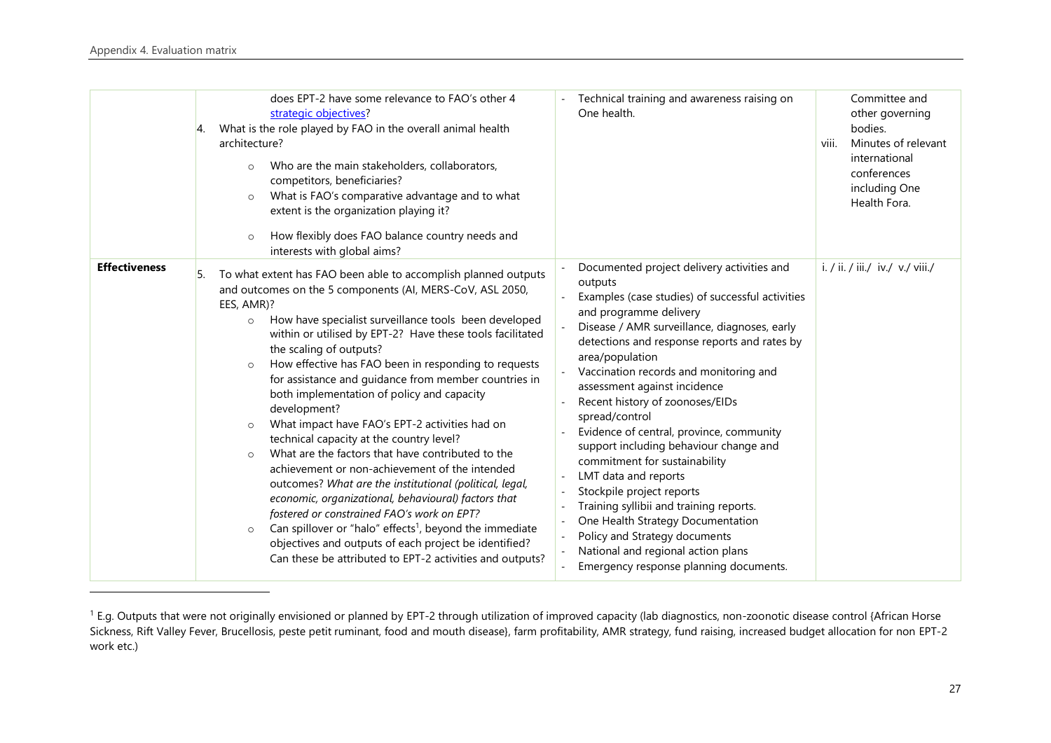| | | | |
|---|---|---|---|
| | does EPT-2 have some relevance to FAO's other 4 strategic objectives?<br>4. What is the role played by FAO in the overall animal health architecture?<br>○ Who are the main stakeholders, collaborators, competitors, beneficiaries?<br>○ What is FAO's comparative advantage and to what extent is the organization playing it?<br>○ How flexibly does FAO balance country needs and interests with global aims? | - Technical training and awareness raising on One health. | Committee and other governing bodies.<br>viii. Minutes of relevant international conferences including One Health Fora. |
| **Effectiveness** | 5. To what extent has FAO been able to accomplish planned outputs and outcomes on the 5 components (AI, MERS-CoV, ASL 2050, EES, AMR)?<br>○ How have specialist surveillance tools been developed within or utilised by EPT-2? Have these tools facilitated the scaling of outputs?<br>○ How effective has FAO been in responding to requests for assistance and guidance from member countries in both implementation of policy and capacity development?<br>○ What impact have FAO's EPT-2 activities had on technical capacity at the country level?<br>○ What are the factors that have contributed to the achievement or non-achievement of the intended outcomes? *What are the institutional (political, legal, economic, organizational, behavioural) factors that fostered or constrained FAO's work on EPT?*<br>○ Can spillover or "halo" effects[1], beyond the immediate objectives and outputs of each project be identified? Can these be attributed to EPT-2 activities and outputs? | - Documented project delivery activities and outputs<br>- Examples (case studies) of successful activities and programme delivery<br>- Disease / AMR surveillance, diagnoses, early detections and response reports and rates by area/population<br>- Vaccination records and monitoring and assessment against incidence<br>- Recent history of zoonoses/EIDs spread/control<br>- Evidence of central, province, community support including behaviour change and commitment for sustainability<br>- LMT data and reports<br>- Stockpile project reports<br>- Training syllibii and training reports.<br>- One Health Strategy Documentation<br>- Policy and Strategy documents<br>- National and regional action plans<br>- Emergency response planning documents. | i. / ii. / iii./ iv./ v./ viii./ |

[1] E.g. Outputs that were not originally envisioned or planned by EPT-2 through utilization of improved capacity (lab diagnostics, non-zoonotic disease control {African Horse Sickness, Rift Valley Fever, Brucellosis, peste petit ruminant, food and mouth disease}, farm profitability, AMR strategy, fund raising, increased budget allocation for non EPT-2 work etc.)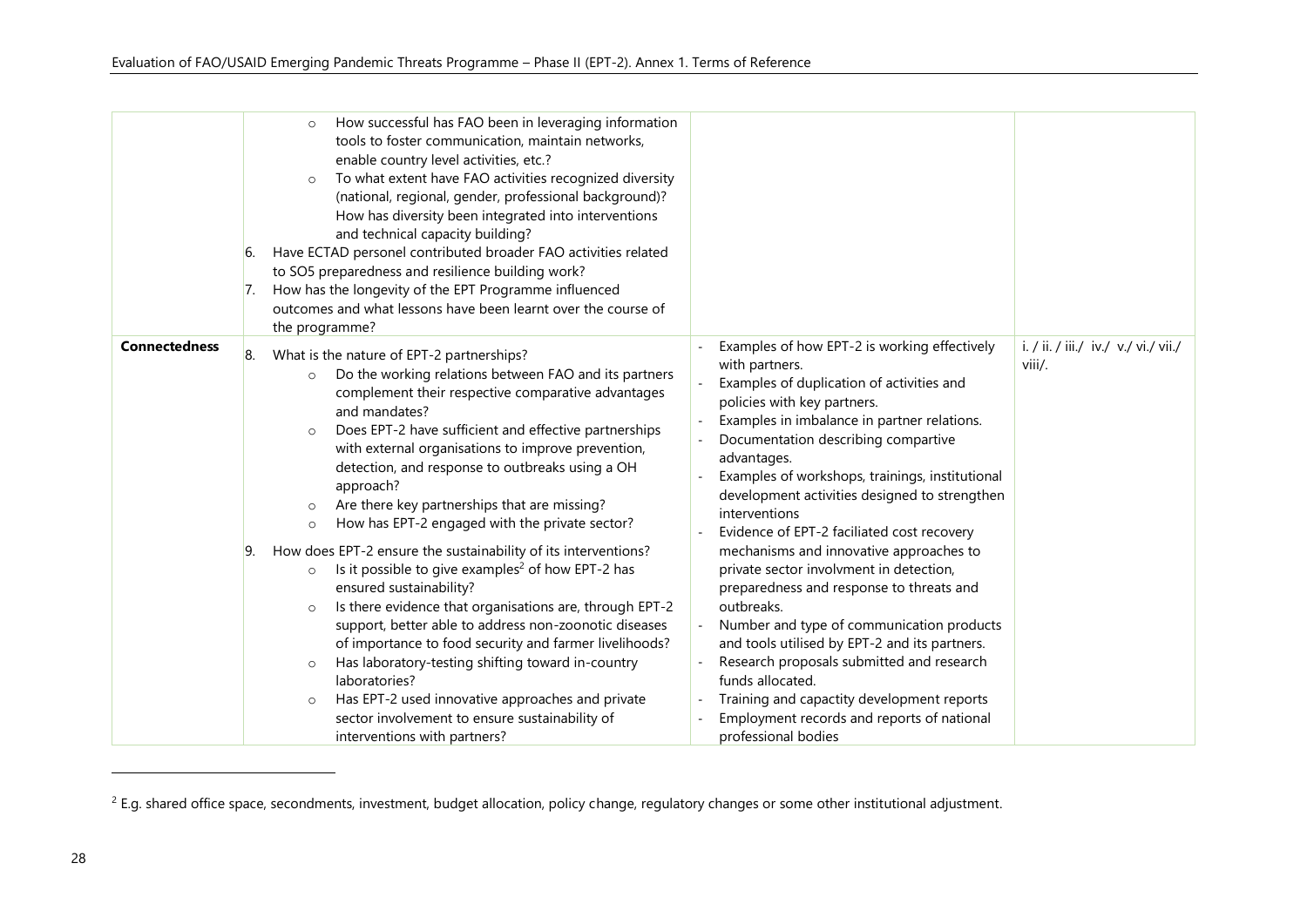| | | | |
|---|---|---|---|
| | ○ How successful has FAO been in leveraging information tools to foster communication, maintain networks, enable country level activities, etc.?<br>○ To what extent have FAO activities recognized diversity (national, regional, gender, professional background)? How has diversity been integrated into interventions and technical capacity building?<br>6. Have ECTAD personel contributed broader FAO activities related to SO5 preparedness and resilience building work?<br>7. How has the longevity of the EPT Programme influenced outcomes and what lessons have been learnt over the course of the programme? | | |
| **Connectedness** | 8. What is the nature of EPT-2 partnerships?<br>○ Do the working relations between FAO and its partners complement their respective comparative advantages and mandates?<br>○ Does EPT-2 have sufficient and effective partnerships with external organisations to improve prevention, detection, and response to outbreaks using a OH approach?<br>○ Are there key partnerships that are missing?<br>○ How has EPT-2 engaged with the private sector?<br>9. How does EPT-2 ensure the sustainability of its interventions?<br>○ Is it possible to give examples[2] of how EPT-2 has ensured sustainability?<br>○ Is there evidence that organisations are, through EPT-2 support, better able to address non-zoonotic diseases of importance to food security and farmer livelihoods?<br>○ Has laboratory-testing shifting toward in-country laboratories?<br>○ Has EPT-2 used innovative approaches and private sector involvement to ensure sustainability of interventions with partners? | - Examples of how EPT-2 is working effectively with partners.<br>- Examples of duplication of activities and policies with key partners.<br>- Examples in imbalance in partner relations.<br>- Documentation describing compartive advantages.<br>- Examples of workshops, trainings, institutional development activities designed to strengthen interventions<br>- Evidence of EPT-2 faciliated cost recovery mechanisms and innovative approaches to private sector involvment in detection, preparedness and response to threats and outbreaks.<br>- Number and type of communication products and tools utilised by EPT-2 and its partners.<br>- Research proposals submitted and research funds allocated.<br>- Training and capactity development reports<br>- Employment records and reports of national professional bodies | i. / ii. / iii./ iv./ v./ vi./ vii./ viii/. |

[2] E.g. shared office space, secondments, investment, budget allocation, policy change, regulatory changes or some other institutional adjustment.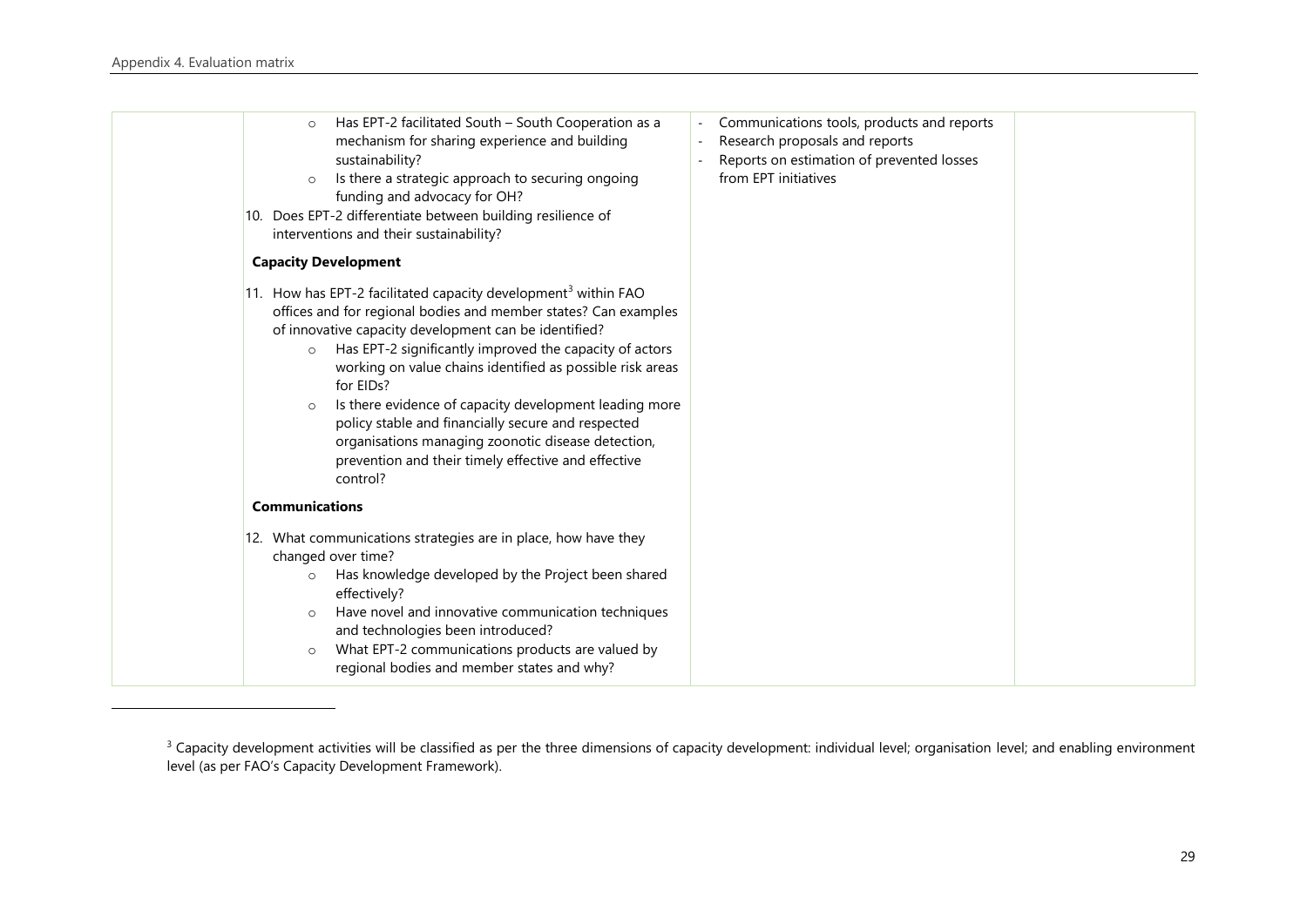| | | | |
|---|---|---|---|
| | ○ Has EPT-2 facilitated South – South Cooperation as a mechanism for sharing experience and building sustainability?<br>○ Is there a strategic approach to securing ongoing funding and advocacy for OH?<br>10. Does EPT-2 differentiate between building resilience of interventions and their sustainability?<br><br>**Capacity Development**<br><br>11. How has EPT-2 facilitated capacity development[3] within FAO offices and for regional bodies and member states? Can examples of innovative capacity development can be identified?<br>○ Has EPT-2 significantly improved the capacity of actors working on value chains identified as possible risk areas for EIDs?<br>○ Is there evidence of capacity development leading more policy stable and financially secure and respected organisations managing zoonotic disease detection, prevention and their timely effective and effective control?<br><br>**Communications**<br><br>12. What communications strategies are in place, how have they changed over time?<br>○ Has knowledge developed by the Project been shared effectively?<br>○ Have novel and innovative communication techniques and technologies been introduced?<br>○ What EPT-2 communications products are valued by regional bodies and member states and why? | - Communications tools, products and reports<br>- Research proposals and reports<br>- Reports on estimation of prevented losses from EPT initiatives | |

[3] Capacity development activities will be classified as per the three dimensions of capacity development: individual level; organisation level; and enabling environment level (as per FAO's Capacity Development Framework).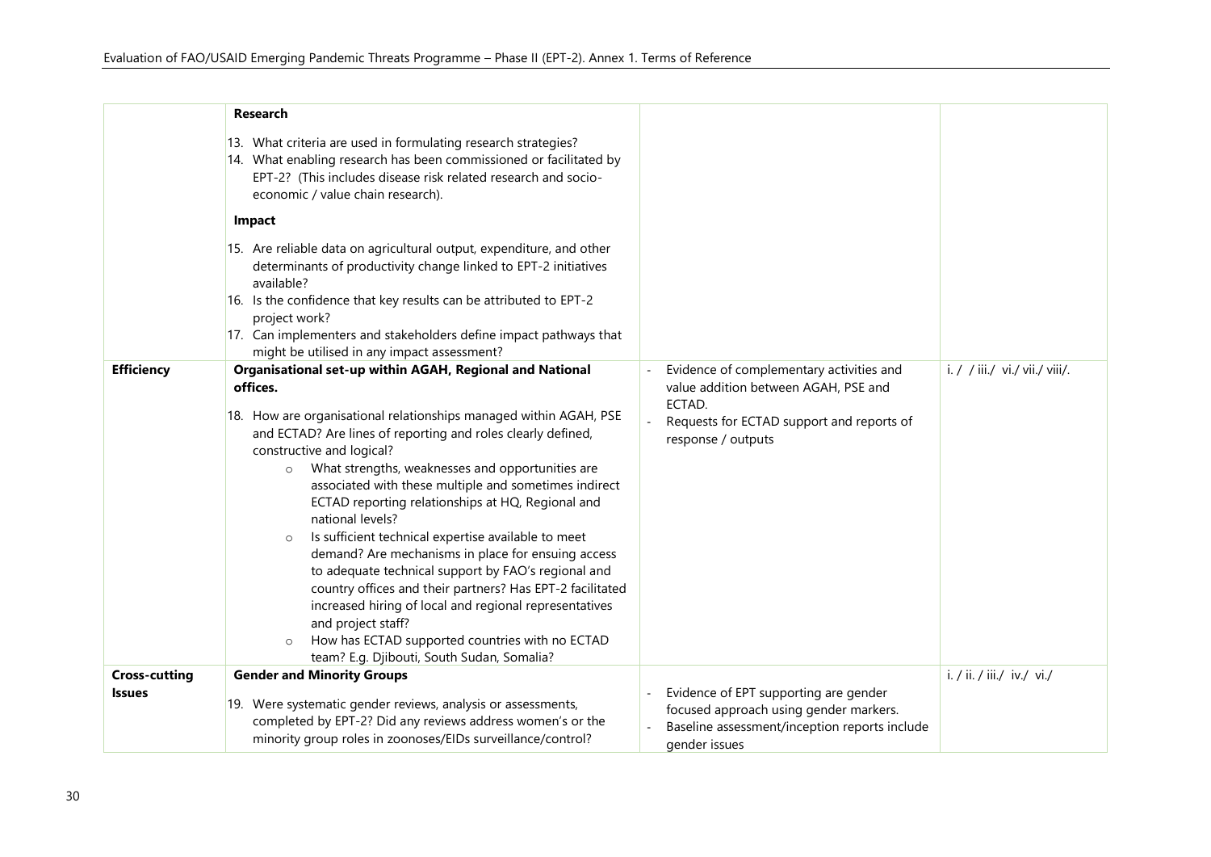| | | | |
|---|---|---|---|
| | **Research**<br><br>13. What criteria are used in formulating research strategies?<br>14. What enabling research has been commissioned or facilitated by EPT-2? (This includes disease risk related research and socio-economic / value chain research).<br><br>**Impact**<br><br>15. Are reliable data on agricultural output, expenditure, and other determinants of productivity change linked to EPT-2 initiatives available?<br>16. Is the confidence that key results can be attributed to EPT-2 project work?<br>17. Can implementers and stakeholders define impact pathways that might be utilised in any impact assessment? | | |
| **Efficiency** | **Organisational set-up within AGAH, Regional and National offices.**<br><br>18. How are organisational relationships managed within AGAH, PSE and ECTAD? Are lines of reporting and roles clearly defined, constructive and logical?<br>o What strengths, weaknesses and opportunities are associated with these multiple and sometimes indirect ECTAD reporting relationships at HQ, Regional and national levels?<br>o Is sufficient technical expertise available to meet demand? Are mechanisms in place for ensuing access to adequate technical support by FAO's regional and country offices and their partners? Has EPT-2 facilitated increased hiring of local and regional representatives and project staff?<br>o How has ECTAD supported countries with no ECTAD team? E.g. Djibouti, South Sudan, Somalia? | - Evidence of complementary activities and value addition between AGAH, PSE and ECTAD.<br>- Requests for ECTAD support and reports of response / outputs | i. / / iii./ vi./ vii./ viii/. |
| **Cross-cutting Issues** | **Gender and Minority Groups**<br><br>19. Were systematic gender reviews, analysis or assessments, completed by EPT-2? Did any reviews address women's or the minority group roles in zoonoses/EIDs surveillance/control? | - Evidence of EPT supporting are gender focused approach using gender markers.<br>- Baseline assessment/inception reports include gender issues | i. / ii. / iii./ iv./ vi./ |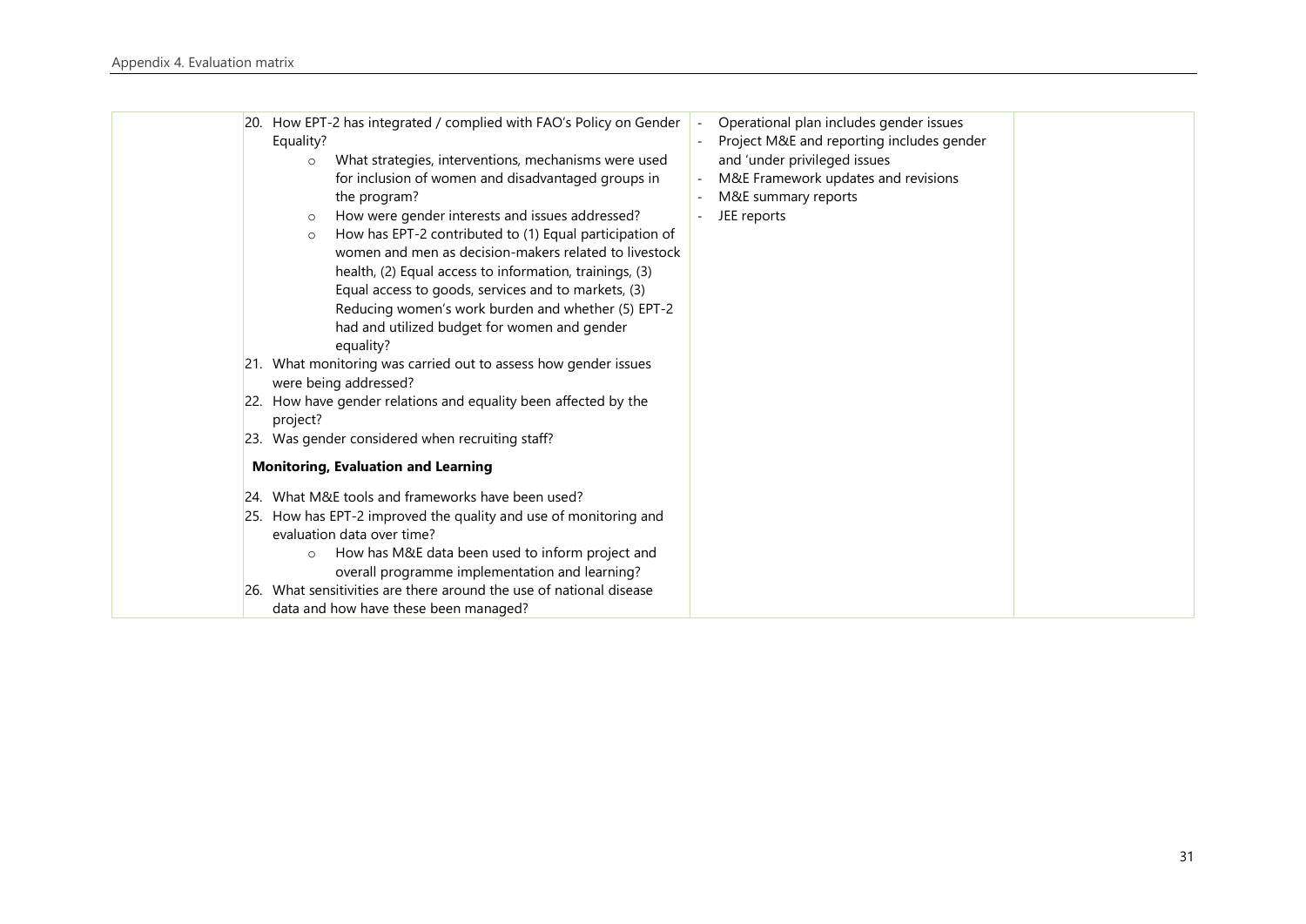| | | | |
|---|---|---|---|
| | 20. How EPT-2 has integrated / complied with FAO's Policy on Gender Equality?<br>○ What strategies, interventions, mechanisms were used for inclusion of women and disadvantaged groups in the program?<br>○ How were gender interests and issues addressed?<br>○ How has EPT-2 contributed to (1) Equal participation of women and men as decision-makers related to livestock health, (2) Equal access to information, trainings, (3) Equal access to goods, services and to markets, (3) Reducing women's work burden and whether (5) EPT-2 had and utilized budget for women and gender equality?<br>21. What monitoring was carried out to assess how gender issues were being addressed?<br>22. How have gender relations and equality been affected by the project?<br>23. Was gender considered when recruiting staff?<br>**Monitoring, Evaluation and Learning**<br>24. What M&E tools and frameworks have been used?<br>25. How has EPT-2 improved the quality and use of monitoring and evaluation data over time?<br>○ How has M&E data been used to inform project and overall programme implementation and learning?<br>26. What sensitivities are there around the use of national disease data and how have these been managed? | - Operational plan includes gender issues<br>- Project M&E and reporting includes gender and 'under privileged issues<br>- M&E Framework updates and revisions<br>- M&E summary reports<br>- JEE reports | |